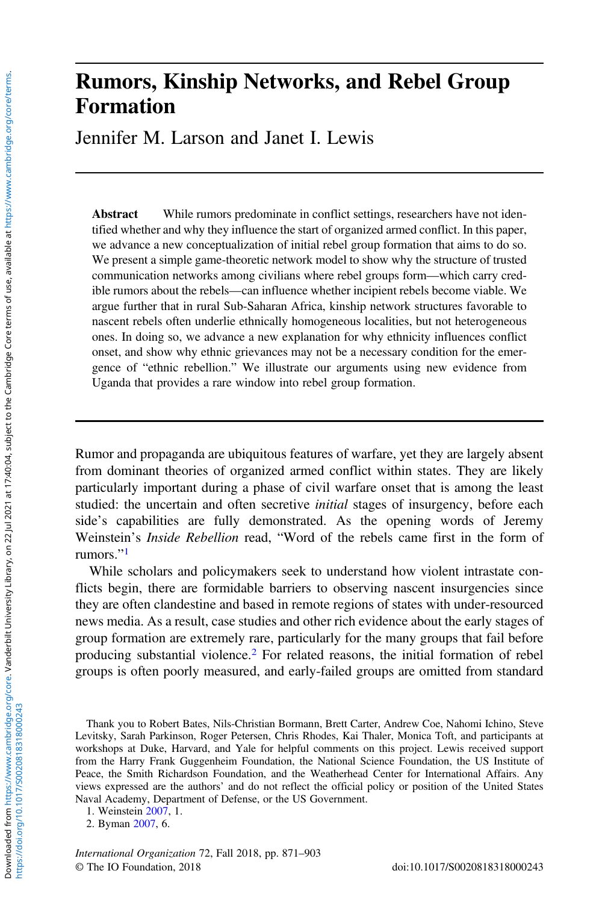# Rumors, Kinship Networks, and Rebel Group Formation

Jennifer M. Larson and Janet I. Lewis

**Abstract** While rumors predominate in conflict settings, researchers have not identified whether and why they influence the start of organized armed conflict. In this paper, we advance a new conceptualization of initial rebel group formation that aims to do so. We present a simple game-theoretic network model to show why the structure of trusted communication networks among civilians where rebel groups form—which carry credible rumors about the rebels—can influence whether incipient rebels become viable. We argue further that in rural Sub-Saharan Africa, kinship network structures favorable to nascent rebels often underlie ethnically homogeneous localities, but not heterogeneous ones. In doing so, we advance a new explanation for why ethnicity influences conflict onset, and show why ethnic grievances may not be a necessary condition for the emergence of "ethnic rebellion." We illustrate our arguments using new evidence from Uganda that provides a rare window into rebel group formation.

Rumor and propaganda are ubiquitous features of warfare, yet they are largely absent from dominant theories of organized armed conflict within states. They are likely particularly important during a phase of civil warfare onset that is among the least studied: the uncertain and often secretive *initial* stages of insurgency, before each side's capabilities are fully demonstrated. As the opening words of Jeremy Weinstein's *Inside Rebellion* read, "Word of the rebels came first in the form of rumors."[1]

While scholars and policymakers seek to understand how violent intrastate conflicts begin, there are formidable barriers to observing nascent insurgencies since they are often clandestine and based in remote regions of states with under-resourced news media. As a result, case studies and other rich evidence about the early stages of group formation are extremely rare, particularly for the many groups that fail before producing substantial violence.[2] For related reasons, the initial formation of rebel groups is often poorly measured, and early-failed groups are omitted from standard

Thank you to Robert Bates, Nils-Christian Bormann, Brett Carter, Andrew Coe, Nahomi Ichino, Steve Levitsky, Sarah Parkinson, Roger Petersen, Chris Rhodes, Kai Thaler, Monica Toft, and participants at workshops at Duke, Harvard, and Yale for helpful comments on this project. Lewis received support from the Harry Frank Guggenheim Foundation, the National Science Foundation, the US Institute of Peace, the Smith Richardson Foundation, and the Weatherhead Center for International Affairs. Any views expressed are the authors' and do not reflect the official policy or position of the United States Naval Academy, Department of Defense, or the US Government.

1. Weinstein 2007, 1.
2. Byman 2007, 6.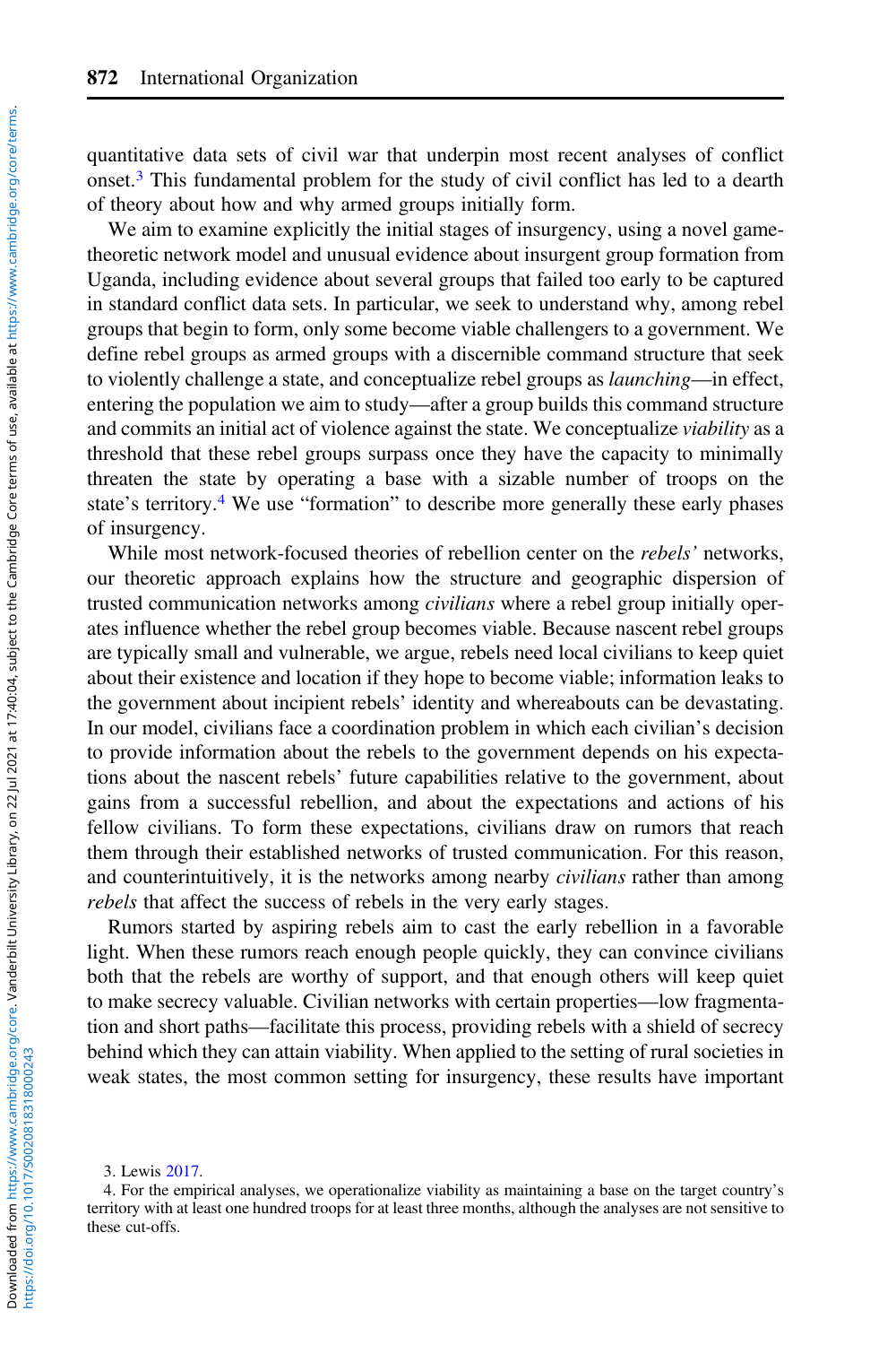quantitative data sets of civil war that underpin most recent analyses of conflict onset.[3] This fundamental problem for the study of civil conflict has led to a dearth of theory about how and why armed groups initially form.

We aim to examine explicitly the initial stages of insurgency, using a novel game-theoretic network model and unusual evidence about insurgent group formation from Uganda, including evidence about several groups that failed too early to be captured in standard conflict data sets. In particular, we seek to understand why, among rebel groups that begin to form, only some become viable challengers to a government. We define rebel groups as armed groups with a discernible command structure that seek to violently challenge a state, and conceptualize rebel groups as *launching*—in effect, entering the population we aim to study—after a group builds this command structure and commits an initial act of violence against the state. We conceptualize *viability* as a threshold that these rebel groups surpass once they have the capacity to minimally threaten the state by operating a base with a sizable number of troops on the state's territory.[4] We use "formation" to describe more generally these early phases of insurgency.

While most network-focused theories of rebellion center on the *rebels'* networks, our theoretic approach explains how the structure and geographic dispersion of trusted communication networks among *civilians* where a rebel group initially operates influence whether the rebel group becomes viable. Because nascent rebel groups are typically small and vulnerable, we argue, rebels need local civilians to keep quiet about their existence and location if they hope to become viable; information leaks to the government about incipient rebels' identity and whereabouts can be devastating. In our model, civilians face a coordination problem in which each civilian's decision to provide information about the rebels to the government depends on his expectations about the nascent rebels' future capabilities relative to the government, about gains from a successful rebellion, and about the expectations and actions of his fellow civilians. To form these expectations, civilians draw on rumors that reach them through their established networks of trusted communication. For this reason, and counterintuitively, it is the networks among nearby *civilians* rather than among *rebels* that affect the success of rebels in the very early stages.

Rumors started by aspiring rebels aim to cast the early rebellion in a favorable light. When these rumors reach enough people quickly, they can convince civilians both that the rebels are worthy of support, and that enough others will keep quiet to make secrecy valuable. Civilian networks with certain properties—low fragmentation and short paths—facilitate this process, providing rebels with a shield of secrecy behind which they can attain viability. When applied to the setting of rural societies in weak states, the most common setting for insurgency, these results have important

3. Lewis 2017.

4. For the empirical analyses, we operationalize viability as maintaining a base on the target country's territory with at least one hundred troops for at least three months, although the analyses are not sensitive to these cut-offs.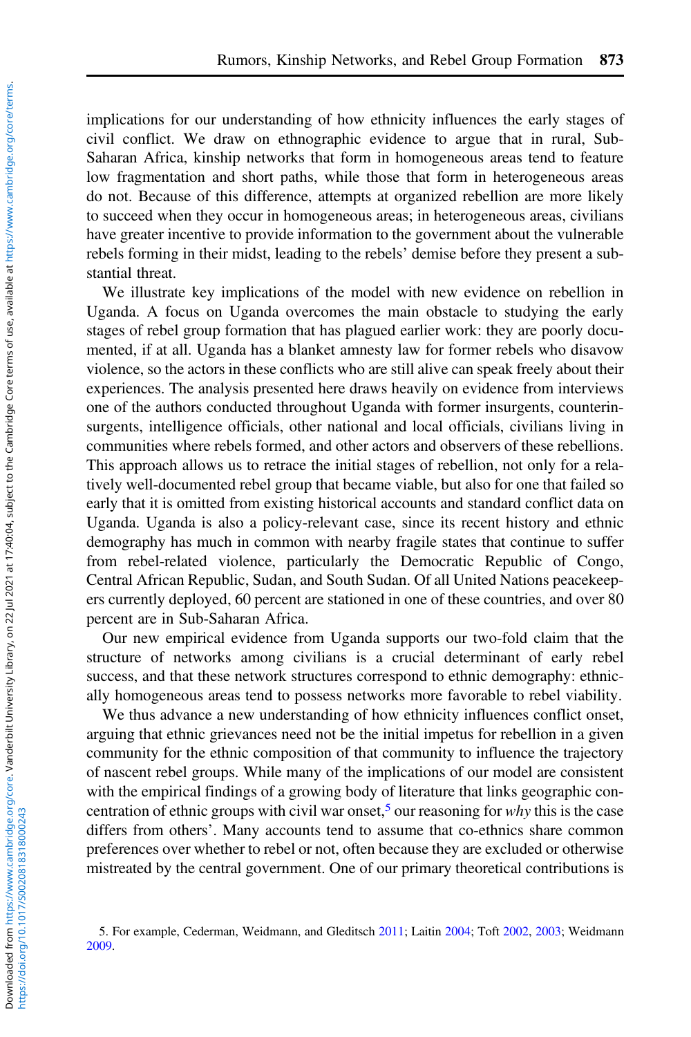implications for our understanding of how ethnicity influences the early stages of civil conflict. We draw on ethnographic evidence to argue that in rural, Sub-Saharan Africa, kinship networks that form in homogeneous areas tend to feature low fragmentation and short paths, while those that form in heterogeneous areas do not. Because of this difference, attempts at organized rebellion are more likely to succeed when they occur in homogeneous areas; in heterogeneous areas, civilians have greater incentive to provide information to the government about the vulnerable rebels forming in their midst, leading to the rebels' demise before they present a substantial threat.

We illustrate key implications of the model with new evidence on rebellion in Uganda. A focus on Uganda overcomes the main obstacle to studying the early stages of rebel group formation that has plagued earlier work: they are poorly documented, if at all. Uganda has a blanket amnesty law for former rebels who disavow violence, so the actors in these conflicts who are still alive can speak freely about their experiences. The analysis presented here draws heavily on evidence from interviews one of the authors conducted throughout Uganda with former insurgents, counterinsurgents, intelligence officials, other national and local officials, civilians living in communities where rebels formed, and other actors and observers of these rebellions. This approach allows us to retrace the initial stages of rebellion, not only for a relatively well-documented rebel group that became viable, but also for one that failed so early that it is omitted from existing historical accounts and standard conflict data on Uganda. Uganda is also a policy-relevant case, since its recent history and ethnic demography has much in common with nearby fragile states that continue to suffer from rebel-related violence, particularly the Democratic Republic of Congo, Central African Republic, Sudan, and South Sudan. Of all United Nations peacekeepers currently deployed, 60 percent are stationed in one of these countries, and over 80 percent are in Sub-Saharan Africa.

Our new empirical evidence from Uganda supports our two-fold claim that the structure of networks among civilians is a crucial determinant of early rebel success, and that these network structures correspond to ethnic demography: ethnically homogeneous areas tend to possess networks more favorable to rebel viability.

We thus advance a new understanding of how ethnicity influences conflict onset, arguing that ethnic grievances need not be the initial impetus for rebellion in a given community for the ethnic composition of that community to influence the trajectory of nascent rebel groups. While many of the implications of our model are consistent with the empirical findings of a growing body of literature that links geographic concentration of ethnic groups with civil war onset,[5] our reasoning for *why* this is the case differs from others'. Many accounts tend to assume that co-ethnics share common preferences over whether to rebel or not, often because they are excluded or otherwise mistreated by the central government. One of our primary theoretical contributions is

5. For example, Cederman, Weidmann, and Gleditsch 2011; Laitin 2004; Toft 2002, 2003; Weidmann 2009.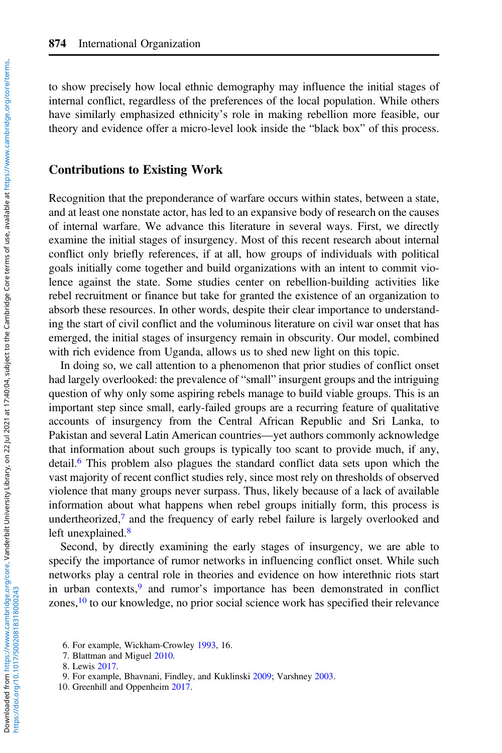to show precisely how local ethnic demography may influence the initial stages of internal conflict, regardless of the preferences of the local population. While others have similarly emphasized ethnicity's role in making rebellion more feasible, our theory and evidence offer a micro-level look inside the "black box" of this process.

## Contributions to Existing Work

Recognition that the preponderance of warfare occurs within states, between a state, and at least one nonstate actor, has led to an expansive body of research on the causes of internal warfare. We advance this literature in several ways. First, we directly examine the initial stages of insurgency. Most of this recent research about internal conflict only briefly references, if at all, how groups of individuals with political goals initially come together and build organizations with an intent to commit violence against the state. Some studies center on rebellion-building activities like rebel recruitment or finance but take for granted the existence of an organization to absorb these resources. In other words, despite their clear importance to understanding the start of civil conflict and the voluminous literature on civil war onset that has emerged, the initial stages of insurgency remain in obscurity. Our model, combined with rich evidence from Uganda, allows us to shed new light on this topic.

In doing so, we call attention to a phenomenon that prior studies of conflict onset had largely overlooked: the prevalence of "small" insurgent groups and the intriguing question of why only some aspiring rebels manage to build viable groups. This is an important step since small, early-failed groups are a recurring feature of qualitative accounts of insurgency from the Central African Republic and Sri Lanka, to Pakistan and several Latin American countries—yet authors commonly acknowledge that information about such groups is typically too scant to provide much, if any, detail.[6] This problem also plagues the standard conflict data sets upon which the vast majority of recent conflict studies rely, since most rely on thresholds of observed violence that many groups never surpass. Thus, likely because of a lack of available information about what happens when rebel groups initially form, this process is undertheorized,[7] and the frequency of early rebel failure is largely overlooked and left unexplained.[8]

Second, by directly examining the early stages of insurgency, we are able to specify the importance of rumor networks in influencing conflict onset. While such networks play a central role in theories and evidence on how interethnic riots start in urban contexts,[9] and rumor's importance has been demonstrated in conflict zones,[10] to our knowledge, no prior social science work has specified their relevance

6. For example, Wickham-Crowley 1993, 16.
7. Blattman and Miguel 2010.
8. Lewis 2017.
9. For example, Bhavnani, Findley, and Kuklinski 2009; Varshney 2003.
10. Greenhill and Oppenheim 2017.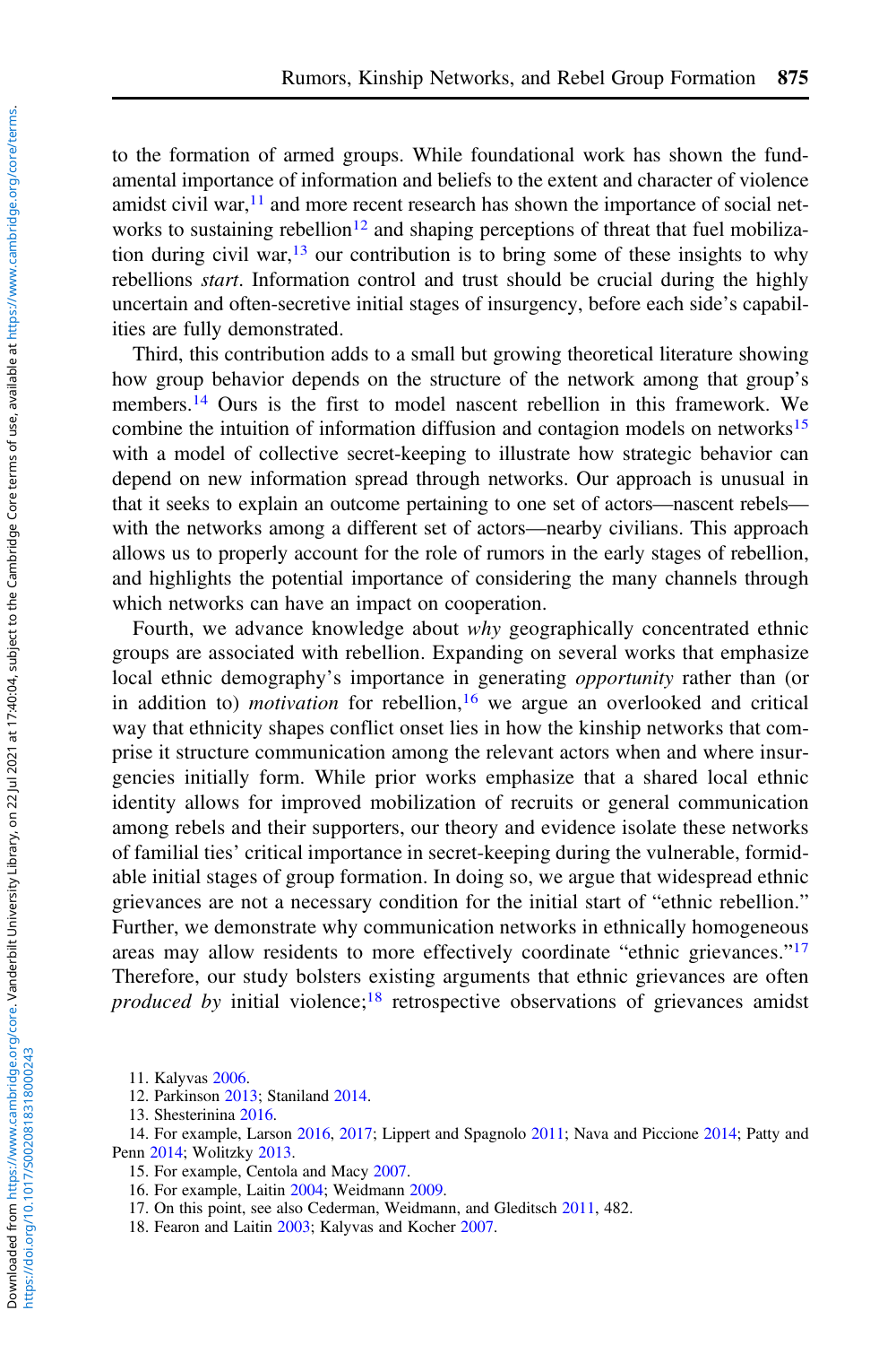to the formation of armed groups. While foundational work has shown the fundamental importance of information and beliefs to the extent and character of violence amidst civil war,[11] and more recent research has shown the importance of social networks to sustaining rebellion[12] and shaping perceptions of threat that fuel mobilization during civil war,[13] our contribution is to bring some of these insights to why rebellions *start*. Information control and trust should be crucial during the highly uncertain and often-secretive initial stages of insurgency, before each side's capabilities are fully demonstrated.

Third, this contribution adds to a small but growing theoretical literature showing how group behavior depends on the structure of the network among that group's members.[14] Ours is the first to model nascent rebellion in this framework. We combine the intuition of information diffusion and contagion models on networks[15] with a model of collective secret-keeping to illustrate how strategic behavior can depend on new information spread through networks. Our approach is unusual in that it seeks to explain an outcome pertaining to one set of actors—nascent rebels—with the networks among a different set of actors—nearby civilians. This approach allows us to properly account for the role of rumors in the early stages of rebellion, and highlights the potential importance of considering the many channels through which networks can have an impact on cooperation.

Fourth, we advance knowledge about *why* geographically concentrated ethnic groups are associated with rebellion. Expanding on several works that emphasize local ethnic demography's importance in generating *opportunity* rather than (or in addition to) *motivation* for rebellion,[16] we argue an overlooked and critical way that ethnicity shapes conflict onset lies in how the kinship networks that comprise it structure communication among the relevant actors when and where insurgencies initially form. While prior works emphasize that a shared local ethnic identity allows for improved mobilization of recruits or general communication among rebels and their supporters, our theory and evidence isolate these networks of familial ties' critical importance in secret-keeping during the vulnerable, formidable initial stages of group formation. In doing so, we argue that widespread ethnic grievances are not a necessary condition for the initial start of "ethnic rebellion." Further, we demonstrate why communication networks in ethnically homogeneous areas may allow residents to more effectively coordinate "ethnic grievances."[17] Therefore, our study bolsters existing arguments that ethnic grievances are often *produced by* initial violence;[18] retrospective observations of grievances amidst

11. Kalyvas 2006.
12. Parkinson 2013; Staniland 2014.
13. Shesterinina 2016.
14. For example, Larson 2016, 2017; Lippert and Spagnolo 2011; Nava and Piccione 2014; Patty and Penn 2014; Wolitzky 2013.
15. For example, Centola and Macy 2007.
16. For example, Laitin 2004; Weidmann 2009.
17. On this point, see also Cederman, Weidmann, and Gleditsch 2011, 482.
18. Fearon and Laitin 2003; Kalyvas and Kocher 2007.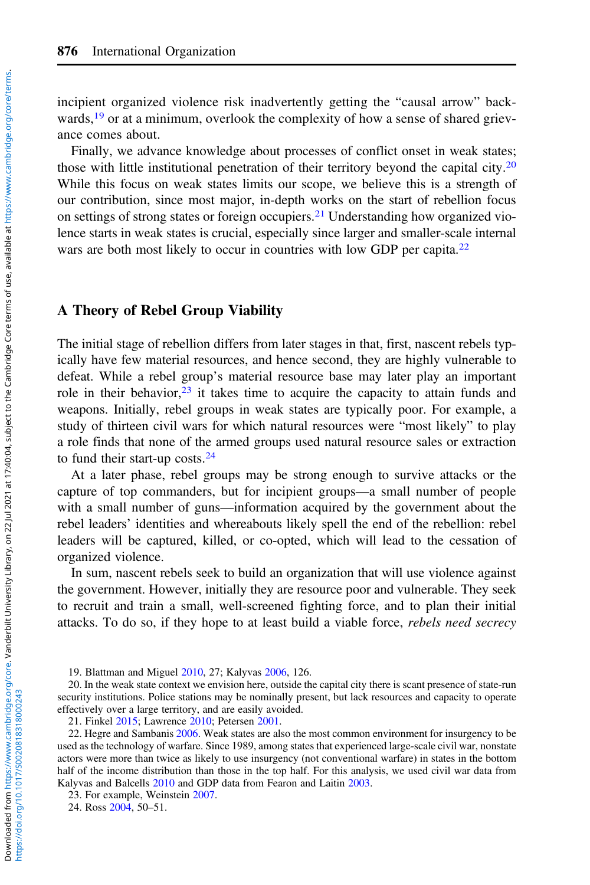incipient organized violence risk inadvertently getting the "causal arrow" backwards,[19] or at a minimum, overlook the complexity of how a sense of shared grievance comes about.

Finally, we advance knowledge about processes of conflict onset in weak states; those with little institutional penetration of their territory beyond the capital city.[20] While this focus on weak states limits our scope, we believe this is a strength of our contribution, since most major, in-depth works on the start of rebellion focus on settings of strong states or foreign occupiers.[21] Understanding how organized violence starts in weak states is crucial, especially since larger and smaller-scale internal wars are both most likely to occur in countries with low GDP per capita.[22]

## A Theory of Rebel Group Viability

The initial stage of rebellion differs from later stages in that, first, nascent rebels typically have few material resources, and hence second, they are highly vulnerable to defeat. While a rebel group's material resource base may later play an important role in their behavior,[23] it takes time to acquire the capacity to attain funds and weapons. Initially, rebel groups in weak states are typically poor. For example, a study of thirteen civil wars for which natural resources were "most likely" to play a role finds that none of the armed groups used natural resource sales or extraction to fund their start-up costs.[24]

At a later phase, rebel groups may be strong enough to survive attacks or the capture of top commanders, but for incipient groups—a small number of people with a small number of guns—information acquired by the government about the rebel leaders' identities and whereabouts likely spell the end of the rebellion: rebel leaders will be captured, killed, or co-opted, which will lead to the cessation of organized violence.

In sum, nascent rebels seek to build an organization that will use violence against the government. However, initially they are resource poor and vulnerable. They seek to recruit and train a small, well-screened fighting force, and to plan their initial attacks. To do so, if they hope to at least build a viable force, *rebels need secrecy*

19. Blattman and Miguel 2010, 27; Kalyvas 2006, 126.

20. In the weak state context we envision here, outside the capital city there is scant presence of state-run security institutions. Police stations may be nominally present, but lack resources and capacity to operate effectively over a large territory, and are easily avoided.

21. Finkel 2015; Lawrence 2010; Petersen 2001.

22. Hegre and Sambanis 2006. Weak states are also the most common environment for insurgency to be used as the technology of warfare. Since 1989, among states that experienced large-scale civil war, nonstate actors were more than twice as likely to use insurgency (not conventional warfare) in states in the bottom half of the income distribution than those in the top half. For this analysis, we used civil war data from Kalyvas and Balcells 2010 and GDP data from Fearon and Laitin 2003.

23. For example, Weinstein 2007.

24. Ross 2004, 50–51.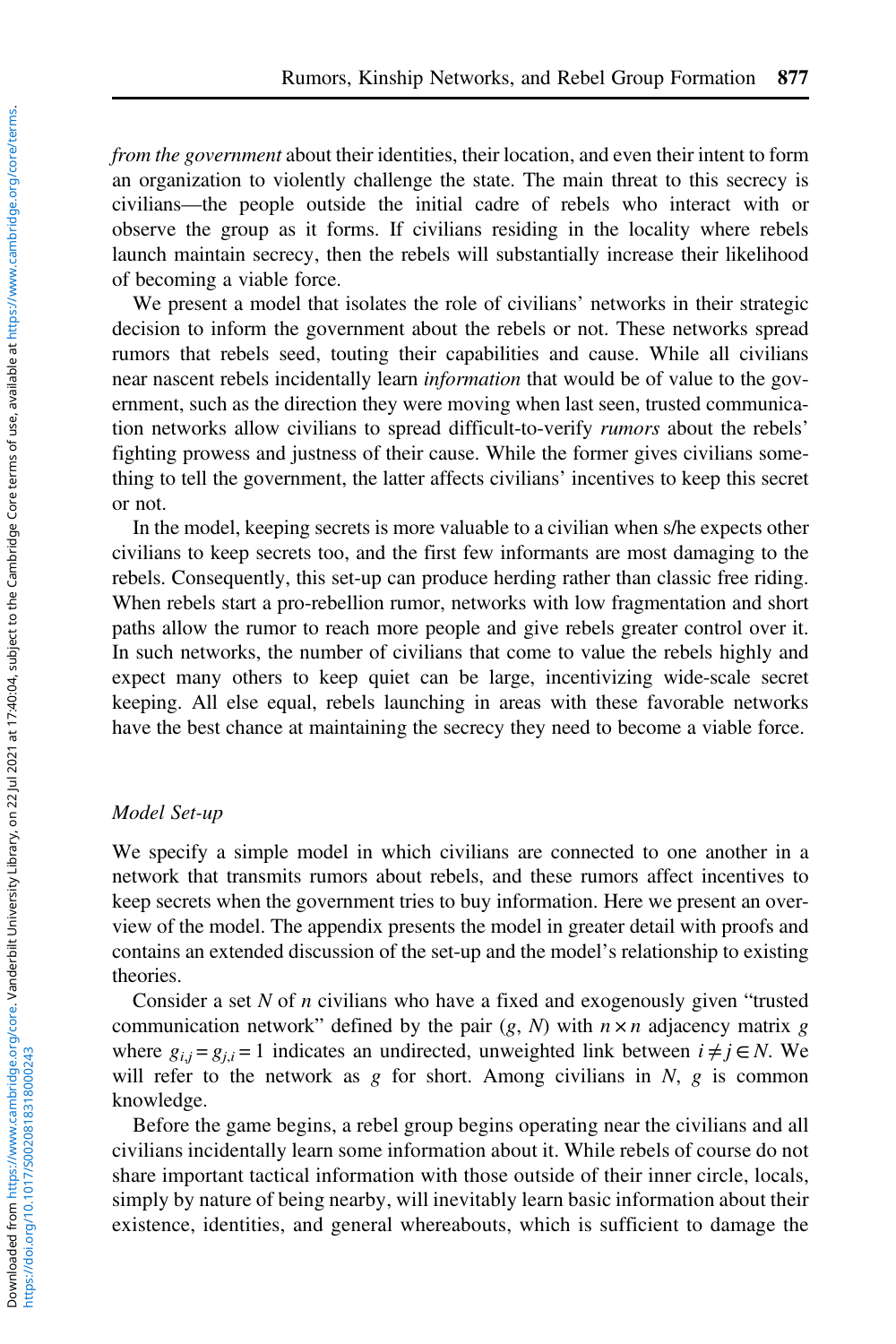*from the government* about their identities, their location, and even their intent to form an organization to violently challenge the state. The main threat to this secrecy is civilians—the people outside the initial cadre of rebels who interact with or observe the group as it forms. If civilians residing in the locality where rebels launch maintain secrecy, then the rebels will substantially increase their likelihood of becoming a viable force.

We present a model that isolates the role of civilians' networks in their strategic decision to inform the government about the rebels or not. These networks spread rumors that rebels seed, touting their capabilities and cause. While all civilians near nascent rebels incidentally learn *information* that would be of value to the government, such as the direction they were moving when last seen, trusted communication networks allow civilians to spread difficult-to-verify *rumors* about the rebels' fighting prowess and justness of their cause. While the former gives civilians something to tell the government, the latter affects civilians' incentives to keep this secret or not.

In the model, keeping secrets is more valuable to a civilian when s/he expects other civilians to keep secrets too, and the first few informants are most damaging to the rebels. Consequently, this set-up can produce herding rather than classic free riding. When rebels start a pro-rebellion rumor, networks with low fragmentation and short paths allow the rumor to reach more people and give rebels greater control over it. In such networks, the number of civilians that come to value the rebels highly and expect many others to keep quiet can be large, incentivizing wide-scale secret keeping. All else equal, rebels launching in areas with these favorable networks have the best chance at maintaining the secrecy they need to become a viable force.

### *Model Set-up*

We specify a simple model in which civilians are connected to one another in a network that transmits rumors about rebels, and these rumors affect incentives to keep secrets when the government tries to buy information. Here we present an overview of the model. The appendix presents the model in greater detail with proofs and contains an extended discussion of the set-up and the model's relationship to existing theories.

Consider a set $N$ of $n$ civilians who have a fixed and exogenously given "trusted communication network" defined by the pair $(g, N)$ with $n \times n$ adjacency matrix $g$ where $g_{i,j} = g_{j,i} = 1$ indicates an undirected, unweighted link between $i \neq j \in N$. We will refer to the network as $g$ for short. Among civilians in $N$, $g$ is common knowledge.

Before the game begins, a rebel group begins operating near the civilians and all civilians incidentally learn some information about it. While rebels of course do not share important tactical information with those outside of their inner circle, locals, simply by nature of being nearby, will inevitably learn basic information about their existence, identities, and general whereabouts, which is sufficient to damage the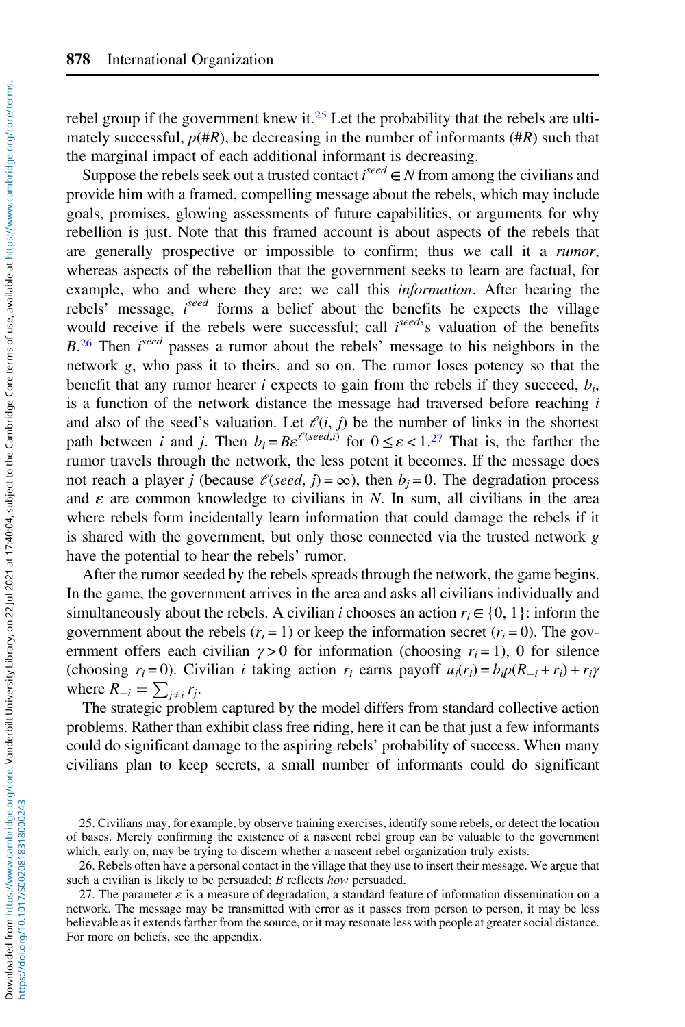rebel group if the government knew it.[25] Let the probability that the rebels are ultimately successful, $p(\#R)$, be decreasing in the number of informants ($\#R$) such that the marginal impact of each additional informant is decreasing.

Suppose the rebels seek out a trusted contact $i^{seed} \in N$ from among the civilians and provide him with a framed, compelling message about the rebels, which may include goals, promises, glowing assessments of future capabilities, or arguments for why rebellion is just. Note that this framed account is about aspects of the rebels that are generally prospective or impossible to confirm; thus we call it a *rumor*, whereas aspects of the rebellion that the government seeks to learn are factual, for example, who and where they are; we call this *information*. After hearing the rebels' message, $i^{seed}$ forms a belief about the benefits he expects the village would receive if the rebels were successful; call $i^{seed}$'s valuation of the benefits $B$.[26] Then $i^{seed}$ passes a rumor about the rebels' message to his neighbors in the network $g$, who pass it to theirs, and so on. The rumor loses potency so that the benefit that any rumor hearer $i$ expects to gain from the rebels if they succeed, $b_i$, is a function of the network distance the message had traversed before reaching $i$ and also of the seed's valuation. Let $\ell(i, j)$ be the number of links in the shortest path between $i$ and $j$. Then $b_i = B\varepsilon^{\ell(seed,i)}$ for $0 \leq \varepsilon < 1$.[27] That is, the farther the rumor travels through the network, the less potent it becomes. If the message does not reach a player $j$ (because $\ell(seed, j) = \infty$), then $b_j = 0$. The degradation process and $\varepsilon$ are common knowledge to civilians in $N$. In sum, all civilians in the area where rebels form incidentally learn information that could damage the rebels if it is shared with the government, but only those connected via the trusted network $g$ have the potential to hear the rebels' rumor.

After the rumor seeded by the rebels spreads through the network, the game begins. In the game, the government arrives in the area and asks all civilians individually and simultaneously about the rebels. A civilian $i$ chooses an action $r_i \in \{0, 1\}$: inform the government about the rebels ($r_i = 1$) or keep the information secret ($r_i = 0$). The government offers each civilian $\gamma > 0$ for information (choosing $r_i = 1$), 0 for silence (choosing $r_i = 0$). Civilian $i$ taking action $r_i$ earns payoff $u_i(r_i) = b_i p(R_{-i} + r_i) + r_i \gamma$ where $R_{-i} = \sum_{j \neq i} r_j$.

The strategic problem captured by the model differs from standard collective action problems. Rather than exhibit class free riding, here it can be that just a few informants could do significant damage to the aspiring rebels' probability of success. When many civilians plan to keep secrets, a small number of informants could do significant

25. Civilians may, for example, by observe training exercises, identify some rebels, or detect the location of bases. Merely confirming the existence of a nascent rebel group can be valuable to the government which, early on, may be trying to discern whether a nascent rebel organization truly exists.

26. Rebels often have a personal contact in the village that they use to insert their message. We argue that such a civilian is likely to be persuaded; $B$ reflects *how* persuaded.

27. The parameter $\varepsilon$ is a measure of degradation, a standard feature of information dissemination on a network. The message may be transmitted with error as it passes from person to person, it may be less believable as it extends farther from the source, or it may resonate less with people at greater social distance. For more on beliefs, see the appendix.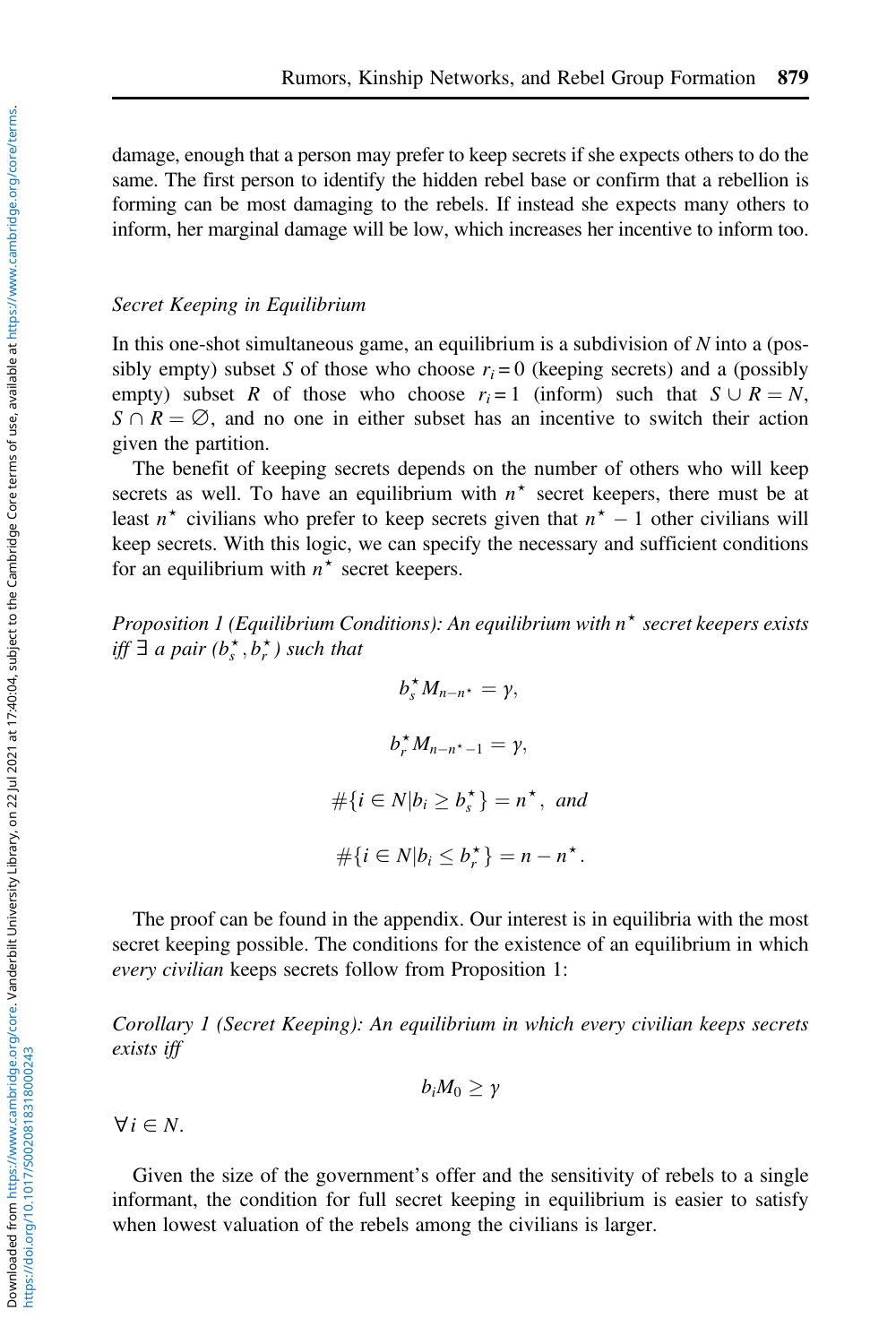damage, enough that a person may prefer to keep secrets if she expects others to do the same. The first person to identify the hidden rebel base or confirm that a rebellion is forming can be most damaging to the rebels. If instead she expects many others to inform, her marginal damage will be low, which increases her incentive to inform too.

### *Secret Keeping in Equilibrium*

In this one-shot simultaneous game, an equilibrium is a subdivision of $N$ into a (possibly empty) subset $S$ of those who choose $r_i = 0$ (keeping secrets) and a (possibly empty) subset $R$ of those who choose $r_i = 1$ (inform) such that $S \cup R = N$, $S \cap R = \emptyset$, and no one in either subset has an incentive to switch their action given the partition.

The benefit of keeping secrets depends on the number of others who will keep secrets as well. To have an equilibrium with $n^\star$ secret keepers, there must be at least $n^\star$ civilians who prefer to keep secrets given that $n^\star - 1$ other civilians will keep secrets. With this logic, we can specify the necessary and sufficient conditions for an equilibrium with $n^\star$ secret keepers.

*Proposition 1 (Equilibrium Conditions): An equilibrium with $n^\star$ secret keepers exists iff $\exists$ a pair $(b_s^\star, b_r^\star)$ such that*

$$b_s^\star M_{n-n^\star} = \gamma,$$

$$b_r^\star M_{n-n^\star-1} = \gamma,$$

$$\#\{i \in N | b_i \geq b_s^\star\} = n^\star, \text{ and}$$

$$\#\{i \in N | b_i \leq b_r^\star\} = n - n^\star.$$

The proof can be found in the appendix. Our interest is in equilibria with the most secret keeping possible. The conditions for the existence of an equilibrium in which *every civilian* keeps secrets follow from Proposition 1:

*Corollary 1 (Secret Keeping): An equilibrium in which every civilian keeps secrets exists iff*

$$b_i M_0 \geq \gamma$$

$\forall i \in N$.

Given the size of the government's offer and the sensitivity of rebels to a single informant, the condition for full secret keeping in equilibrium is easier to satisfy when lowest valuation of the rebels among the civilians is larger.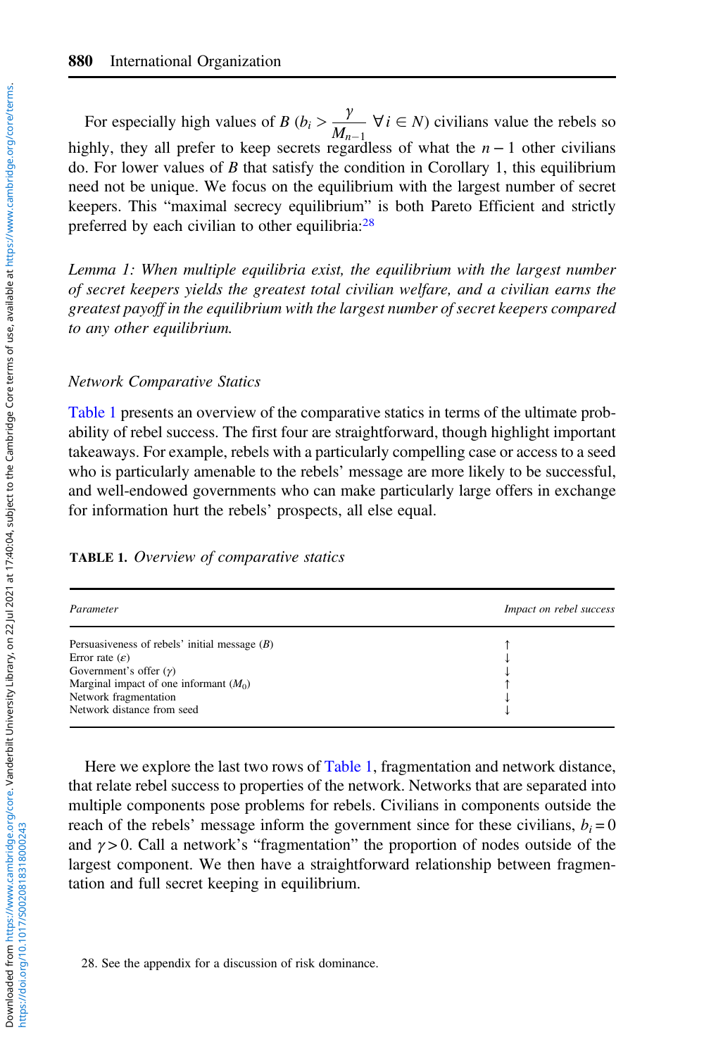For especially high values of $B$ ($b_i > \frac{\gamma}{M_{n-1}}$ $\forall i \in N$) civilians value the rebels so highly, they all prefer to keep secrets regardless of what the $n-1$ other civilians do. For lower values of $B$ that satisfy the condition in Corollary 1, this equilibrium need not be unique. We focus on the equilibrium with the largest number of secret keepers. This "maximal secrecy equilibrium" is both Pareto Efficient and strictly preferred by each civilian to other equilibria:[28]

*Lemma 1: When multiple equilibria exist, the equilibrium with the largest number of secret keepers yields the greatest total civilian welfare, and a civilian earns the greatest payoff in the equilibrium with the largest number of secret keepers compared to any other equilibrium.*

### Network Comparative Statics

Table 1 presents an overview of the comparative statics in terms of the ultimate probability of rebel success. The first four are straightforward, though highlight important takeaways. For example, rebels with a particularly compelling case or access to a seed who is particularly amenable to the rebels' message are more likely to be successful, and well-endowed governments who can make particularly large offers in exchange for information hurt the rebels' prospects, all else equal.

**TABLE 1.** *Overview of comparative statics*

| *Parameter* | *Impact on rebel success* |
| --- | --- |
| Persuasiveness of rebels' initial message ($B$) | ↑ |
| Error rate ($\varepsilon$) | ↓ |
| Government's offer ($\gamma$) | ↓ |
| Marginal impact of one informant ($M_0$) | ↑ |
| Network fragmentation | ↓ |
| Network distance from seed | ↓ |

Here we explore the last two rows of Table 1, fragmentation and network distance, that relate rebel success to properties of the network. Networks that are separated into multiple components pose problems for rebels. Civilians in components outside the reach of the rebels' message inform the government since for these civilians, $b_i = 0$ and $\gamma > 0$. Call a network's "fragmentation" the proportion of nodes outside of the largest component. We then have a straightforward relationship between fragmentation and full secret keeping in equilibrium.

28. See the appendix for a discussion of risk dominance.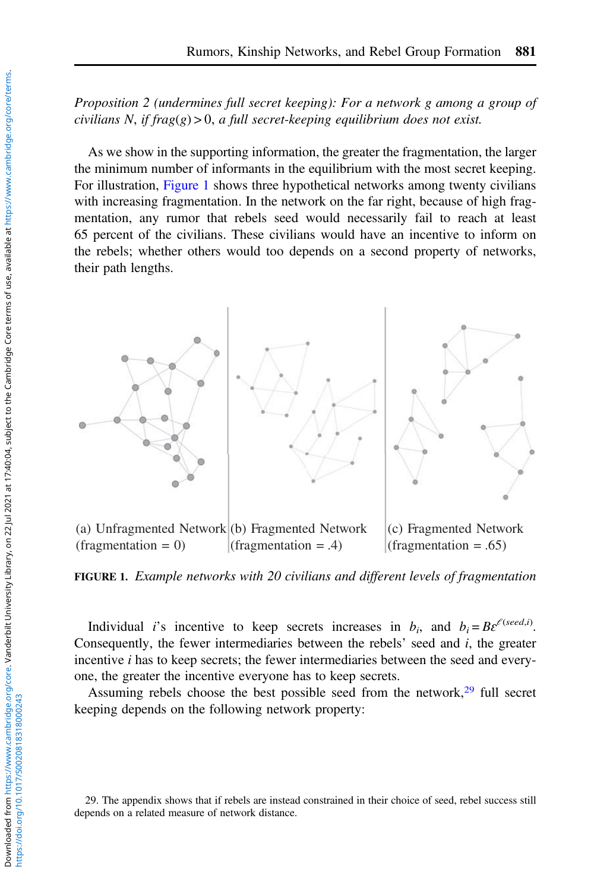*Proposition 2 (undermines full secret keeping): For a network g among a group of civilians N, if frag(g) > 0, a full secret-keeping equilibrium does not exist.*

As we show in the supporting information, the greater the fragmentation, the larger the minimum number of informants in the equilibrium with the most secret keeping. For illustration, Figure 1 shows three hypothetical networks among twenty civilians with increasing fragmentation. In the network on the far right, because of high fragmentation, any rumor that rebels seed would necessarily fail to reach at least 65 percent of the civilians. These civilians would have an incentive to inform on the rebels; whether others would too depends on a second property of networks, their path lengths.

(a) Unfragmented Network (fragmentation = 0)

(b) Fragmented Network (fragmentation = .4)

(c) Fragmented Network (fragmentation = .65)

**FIGURE 1.** *Example networks with 20 civilians and different levels of fragmentation*

Individual $i$'s incentive to keep secrets increases in $b_i$, and $b_i = B\varepsilon^{\ell(seed,i)}$. Consequently, the fewer intermediaries between the rebels' seed and $i$, the greater incentive $i$ has to keep secrets; the fewer intermediaries between the seed and everyone, the greater the incentive everyone has to keep secrets.

Assuming rebels choose the best possible seed from the network,[29] full secret keeping depends on the following network property:

29. The appendix shows that if rebels are instead constrained in their choice of seed, rebel success still depends on a related measure of network distance.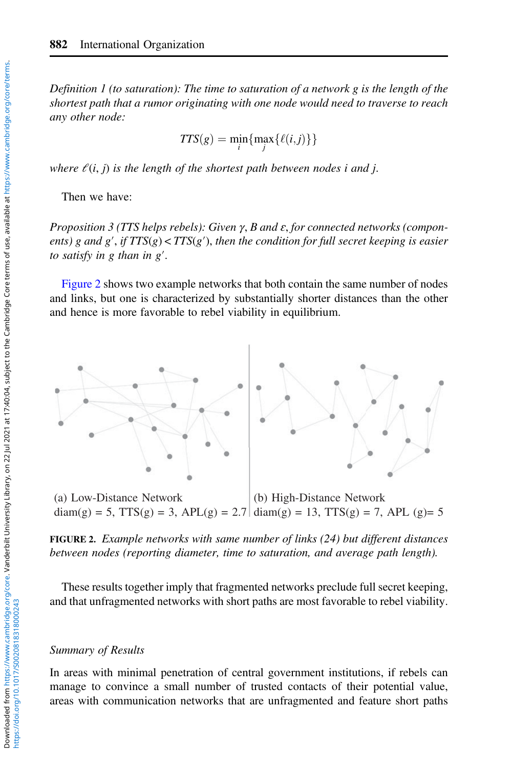*Definition 1 (to saturation): The time to saturation of a network g is the length of the shortest path that a rumor originating with one node would need to traverse to reach any other node:*

$$TTS(g) = \min_{i}\{\max_{j}\{\ell(i,j)\}\}$$

*where $\ell(i, j)$ is the length of the shortest path between nodes i and j.*

Then we have:

*Proposition 3 (TTS helps rebels): Given $\gamma$, B and $\varepsilon$, for connected networks (components) g and $g'$, if $TTS(g) < TTS(g')$, then the condition for full secret keeping is easier to satisfy in g than in $g'$.*

Figure 2 shows two example networks that both contain the same number of nodes and links, but one is characterized by substantially shorter distances than the other and hence is more favorable to rebel viability in equilibrium.

(a) Low-Distance Network
diam(g) = 5, TTS(g) = 3, APL(g) = 2.7

(b) High-Distance Network
diam(g) = 13, TTS(g) = 7, APL (g)= 5

**FIGURE 2.** *Example networks with same number of links (24) but different distances between nodes (reporting diameter, time to saturation, and average path length).*

These results together imply that fragmented networks preclude full secret keeping, and that unfragmented networks with short paths are most favorable to rebel viability.

### *Summary of Results*

In areas with minimal penetration of central government institutions, if rebels can manage to convince a small number of trusted contacts of their potential value, areas with communication networks that are unfragmented and feature short paths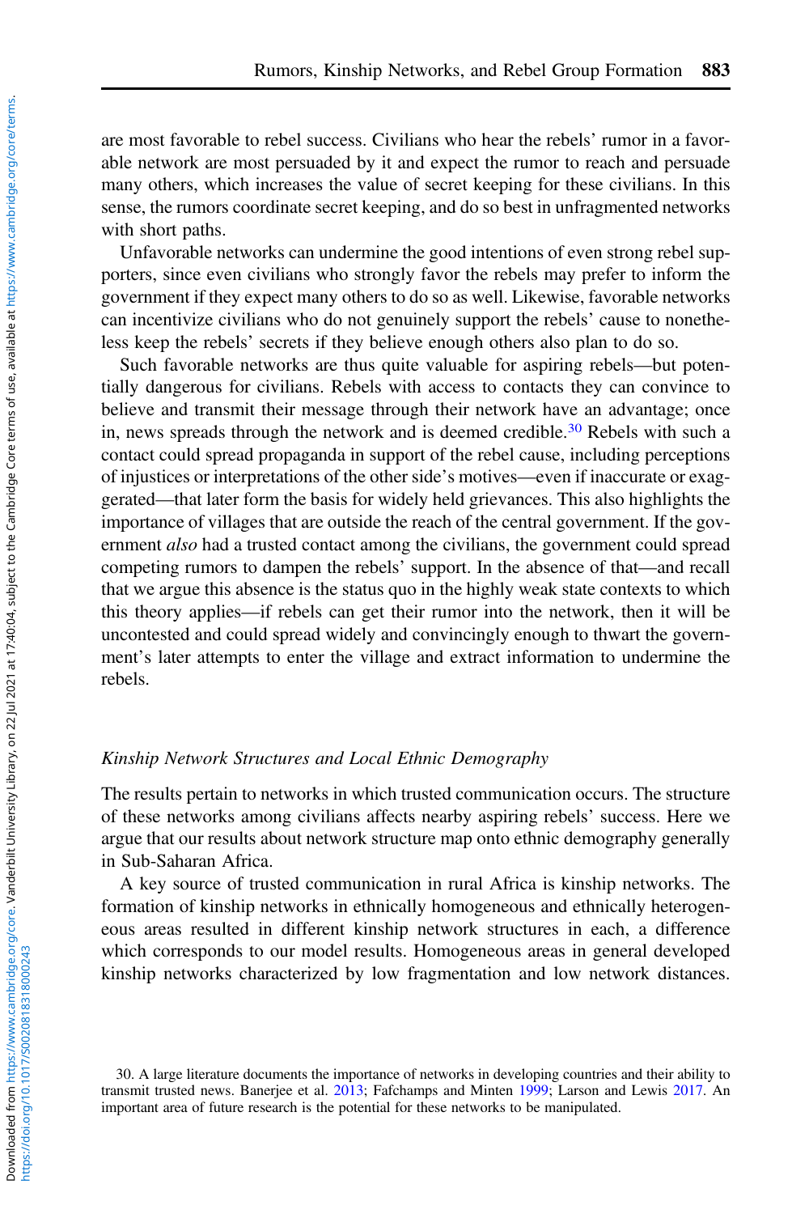are most favorable to rebel success. Civilians who hear the rebels' rumor in a favorable network are most persuaded by it and expect the rumor to reach and persuade many others, which increases the value of secret keeping for these civilians. In this sense, the rumors coordinate secret keeping, and do so best in unfragmented networks with short paths.

Unfavorable networks can undermine the good intentions of even strong rebel supporters, since even civilians who strongly favor the rebels may prefer to inform the government if they expect many others to do so as well. Likewise, favorable networks can incentivize civilians who do not genuinely support the rebels' cause to nonetheless keep the rebels' secrets if they believe enough others also plan to do so.

Such favorable networks are thus quite valuable for aspiring rebels—but potentially dangerous for civilians. Rebels with access to contacts they can convince to believe and transmit their message through their network have an advantage; once in, news spreads through the network and is deemed credible.[30] Rebels with such a contact could spread propaganda in support of the rebel cause, including perceptions of injustices or interpretations of the other side's motives—even if inaccurate or exaggerated—that later form the basis for widely held grievances. This also highlights the importance of villages that are outside the reach of the central government. If the government *also* had a trusted contact among the civilians, the government could spread competing rumors to dampen the rebels' support. In the absence of that—and recall that we argue this absence is the status quo in the highly weak state contexts to which this theory applies—if rebels can get their rumor into the network, then it will be uncontested and could spread widely and convincingly enough to thwart the government's later attempts to enter the village and extract information to undermine the rebels.

### *Kinship Network Structures and Local Ethnic Demography*

The results pertain to networks in which trusted communication occurs. The structure of these networks among civilians affects nearby aspiring rebels' success. Here we argue that our results about network structure map onto ethnic demography generally in Sub-Saharan Africa.

A key source of trusted communication in rural Africa is kinship networks. The formation of kinship networks in ethnically homogeneous and ethnically heterogeneous areas resulted in different kinship network structures in each, a difference which corresponds to our model results. Homogeneous areas in general developed kinship networks characterized by low fragmentation and low network distances.

30. A large literature documents the importance of networks in developing countries and their ability to transmit trusted news. Banerjee et al. 2013; Fafchamps and Minten 1999; Larson and Lewis 2017. An important area of future research is the potential for these networks to be manipulated.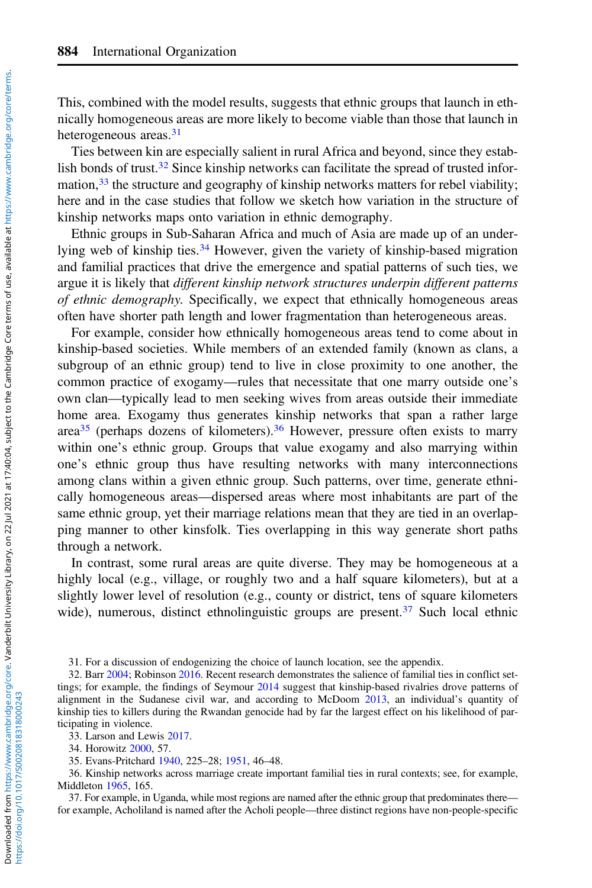This, combined with the model results, suggests that ethnic groups that launch in ethnically homogeneous areas are more likely to become viable than those that launch in heterogeneous areas.[31]

Ties between kin are especially salient in rural Africa and beyond, since they establish bonds of trust.[32] Since kinship networks can facilitate the spread of trusted information,[33] the structure and geography of kinship networks matters for rebel viability; here and in the case studies that follow we sketch how variation in the structure of kinship networks maps onto variation in ethnic demography.

Ethnic groups in Sub-Saharan Africa and much of Asia are made up of an underlying web of kinship ties.[34] However, given the variety of kinship-based migration and familial practices that drive the emergence and spatial patterns of such ties, we argue it is likely that *different kinship network structures underpin different patterns of ethnic demography.* Specifically, we expect that ethnically homogeneous areas often have shorter path length and lower fragmentation than heterogeneous areas.

For example, consider how ethnically homogeneous areas tend to come about in kinship-based societies. While members of an extended family (known as clans, a subgroup of an ethnic group) tend to live in close proximity to one another, the common practice of exogamy—rules that necessitate that one marry outside one's own clan—typically lead to men seeking wives from areas outside their immediate home area. Exogamy thus generates kinship networks that span a rather large area[35] (perhaps dozens of kilometers).[36] However, pressure often exists to marry within one's ethnic group. Groups that value exogamy and also marrying within one's ethnic group thus have resulting networks with many interconnections among clans within a given ethnic group. Such patterns, over time, generate ethnically homogeneous areas—dispersed areas where most inhabitants are part of the same ethnic group, yet their marriage relations mean that they are tied in an overlapping manner to other kinsfolk. Ties overlapping in this way generate short paths through a network.

In contrast, some rural areas are quite diverse. They may be homogeneous at a highly local (e.g., village, or roughly two and a half square kilometers), but at a slightly lower level of resolution (e.g., county or district, tens of square kilometers wide), numerous, distinct ethnolinguistic groups are present.[37] Such local ethnic

31. For a discussion of endogenizing the choice of launch location, see the appendix.

32. Barr 2004; Robinson 2016. Recent research demonstrates the salience of familial ties in conflict settings; for example, the findings of Seymour 2014 suggest that kinship-based rivalries drove patterns of alignment in the Sudanese civil war, and according to McDoom 2013, an individual's quantity of kinship ties to killers during the Rwandan genocide had by far the largest effect on his likelihood of participating in violence.

33. Larson and Lewis 2017.

34. Horowitz 2000, 57.

35. Evans-Pritchard 1940, 225–28; 1951, 46–48.

36. Kinship networks across marriage create important familial ties in rural contexts; see, for example, Middleton 1965, 165.

37. For example, in Uganda, while most regions are named after the ethnic group that predominates there—for example, Acholiland is named after the Acholi people—three distinct regions have non-people-specific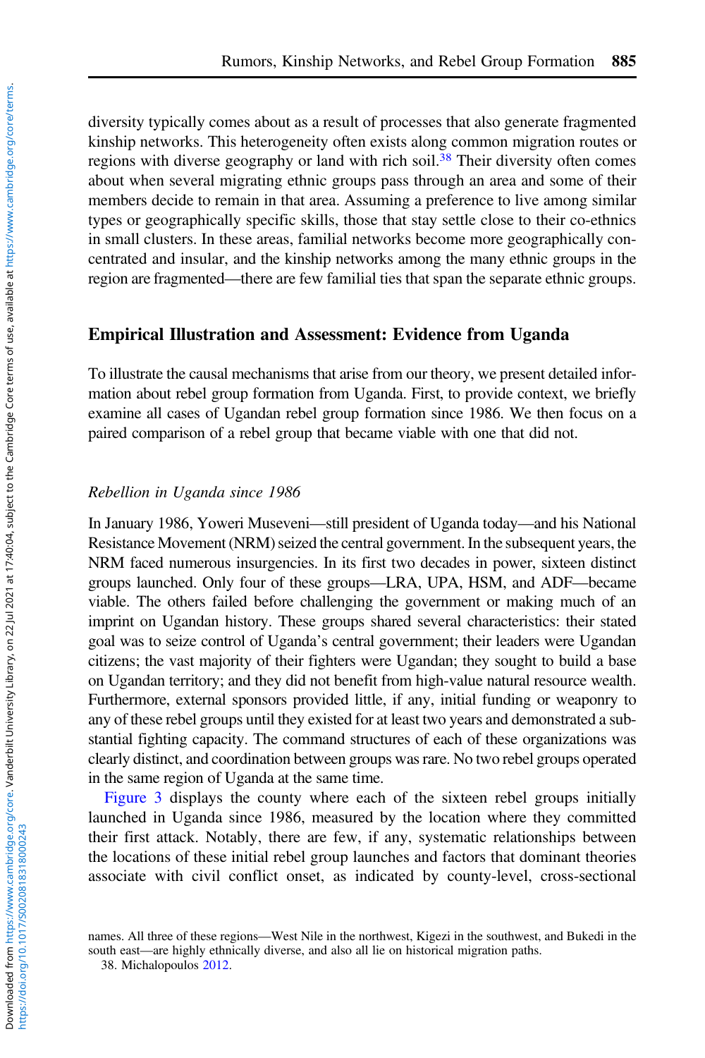diversity typically comes about as a result of processes that also generate fragmented kinship networks. This heterogeneity often exists along common migration routes or regions with diverse geography or land with rich soil.[38] Their diversity often comes about when several migrating ethnic groups pass through an area and some of their members decide to remain in that area. Assuming a preference to live among similar types or geographically specific skills, those that stay settle close to their co-ethnics in small clusters. In these areas, familial networks become more geographically concentrated and insular, and the kinship networks among the many ethnic groups in the region are fragmented—there are few familial ties that span the separate ethnic groups.

## Empirical Illustration and Assessment: Evidence from Uganda

To illustrate the causal mechanisms that arise from our theory, we present detailed information about rebel group formation from Uganda. First, to provide context, we briefly examine all cases of Ugandan rebel group formation since 1986. We then focus on a paired comparison of a rebel group that became viable with one that did not.

### *Rebellion in Uganda since 1986*

In January 1986, Yoweri Museveni—still president of Uganda today—and his National Resistance Movement (NRM) seized the central government. In the subsequent years, the NRM faced numerous insurgencies. In its first two decades in power, sixteen distinct groups launched. Only four of these groups—LRA, UPA, HSM, and ADF—became viable. The others failed before challenging the government or making much of an imprint on Ugandan history. These groups shared several characteristics: their stated goal was to seize control of Uganda's central government; their leaders were Ugandan citizens; the vast majority of their fighters were Ugandan; they sought to build a base on Ugandan territory; and they did not benefit from high-value natural resource wealth. Furthermore, external sponsors provided little, if any, initial funding or weaponry to any of these rebel groups until they existed for at least two years and demonstrated a substantial fighting capacity. The command structures of each of these organizations was clearly distinct, and coordination between groups was rare. No two rebel groups operated in the same region of Uganda at the same time.

Figure 3 displays the county where each of the sixteen rebel groups initially launched in Uganda since 1986, measured by the location where they committed their first attack. Notably, there are few, if any, systematic relationships between the locations of these initial rebel group launches and factors that dominant theories associate with civil conflict onset, as indicated by county-level, cross-sectional

names. All three of these regions—West Nile in the northwest, Kigezi in the southwest, and Bukedi in the south east—are highly ethnically diverse, and also all lie on historical migration paths.

38. Michalopoulos 2012.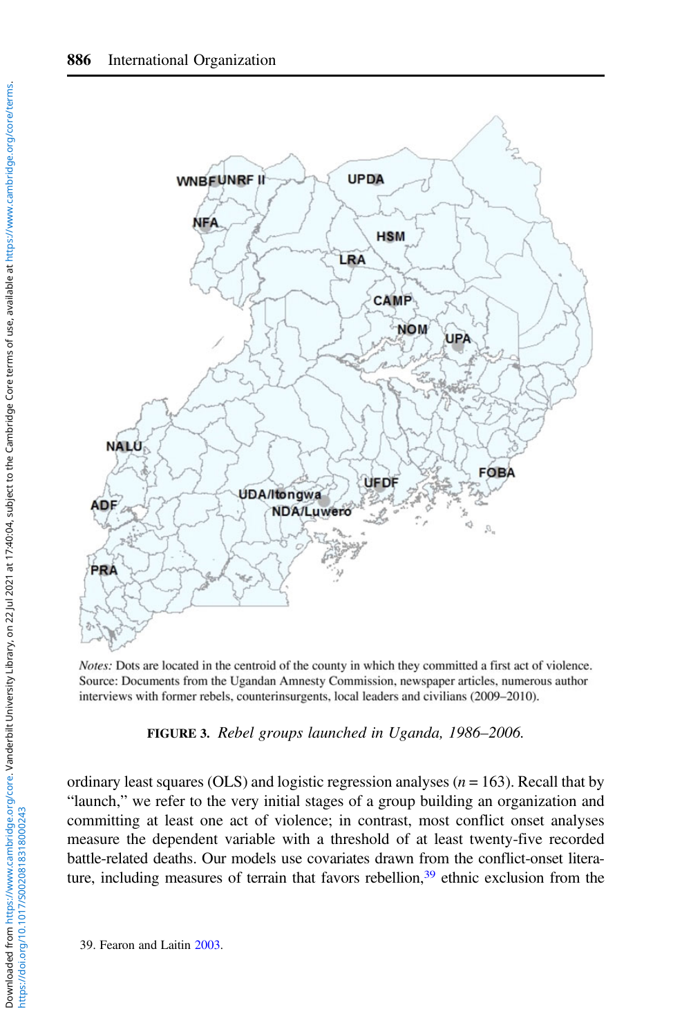*Notes:* Dots are located in the centroid of the county in which they committed a first act of violence. Source: Documents from the Ugandan Amnesty Commission, newspaper articles, numerous author interviews with former rebels, counterinsurgents, local leaders and civilians (2009–2010).

**FIGURE 3.** *Rebel groups launched in Uganda, 1986–2006.*

ordinary least squares (OLS) and logistic regression analyses ($n = 163$). Recall that by "launch," we refer to the very initial stages of a group building an organization and committing at least one act of violence; in contrast, most conflict onset analyses measure the dependent variable with a threshold of at least twenty-five recorded battle-related deaths. Our models use covariates drawn from the conflict-onset literature, including measures of terrain that favors rebellion,[39] ethnic exclusion from the

39. Fearon and Laitin 2003.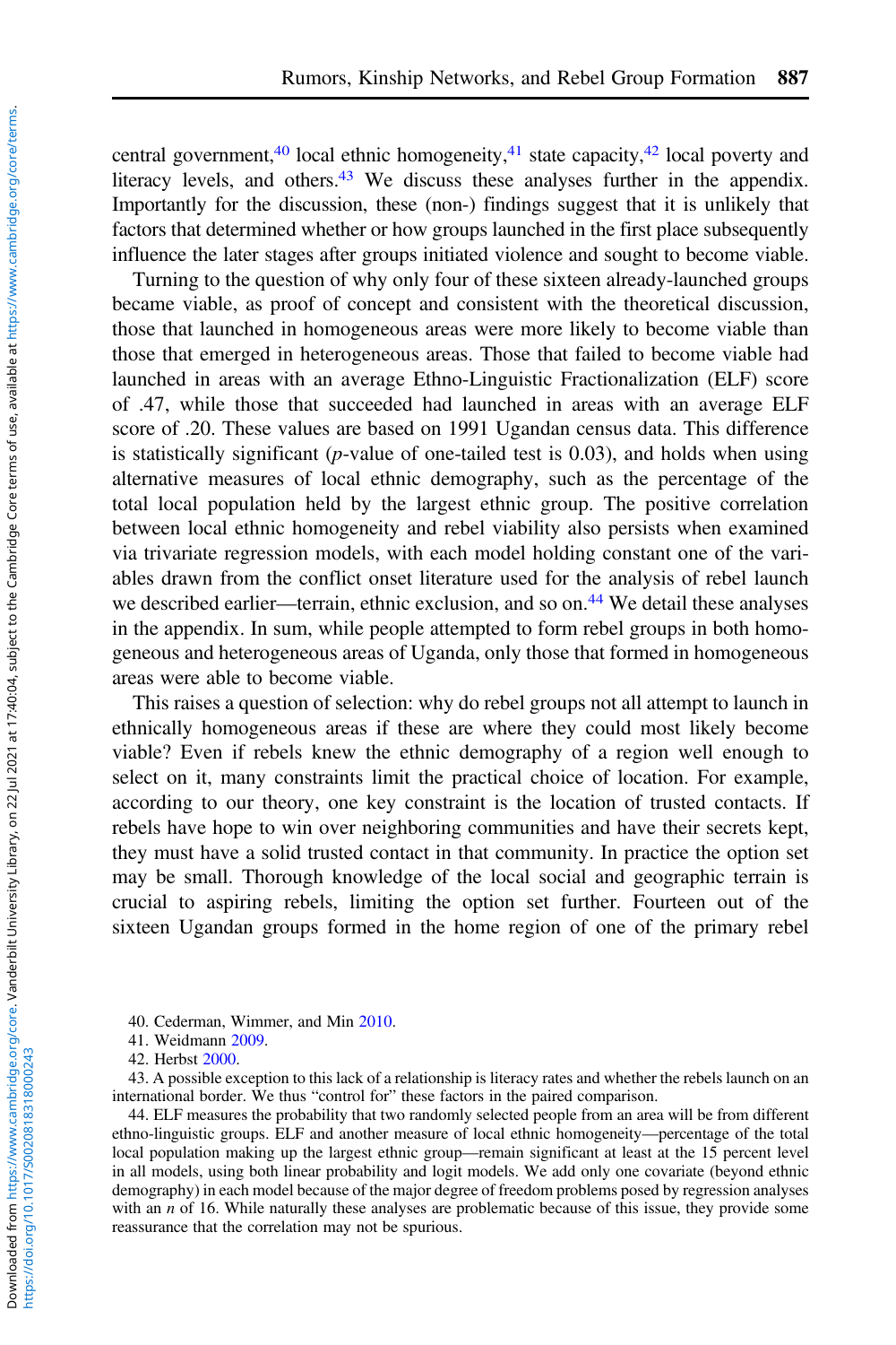central government,[40] local ethnic homogeneity,[41] state capacity,[42] local poverty and literacy levels, and others.[43] We discuss these analyses further in the appendix. Importantly for the discussion, these (non-) findings suggest that it is unlikely that factors that determined whether or how groups launched in the first place subsequently influence the later stages after groups initiated violence and sought to become viable.

Turning to the question of why only four of these sixteen already-launched groups became viable, as proof of concept and consistent with the theoretical discussion, those that launched in homogeneous areas were more likely to become viable than those that emerged in heterogeneous areas. Those that failed to become viable had launched in areas with an average Ethno-Linguistic Fractionalization (ELF) score of .47, while those that succeeded had launched in areas with an average ELF score of .20. These values are based on 1991 Ugandan census data. This difference is statistically significant (*p*-value of one-tailed test is 0.03), and holds when using alternative measures of local ethnic demography, such as the percentage of the total local population held by the largest ethnic group. The positive correlation between local ethnic homogeneity and rebel viability also persists when examined via trivariate regression models, with each model holding constant one of the variables drawn from the conflict onset literature used for the analysis of rebel launch we described earlier—terrain, ethnic exclusion, and so on.[44] We detail these analyses in the appendix. In sum, while people attempted to form rebel groups in both homogeneous and heterogeneous areas of Uganda, only those that formed in homogeneous areas were able to become viable.

This raises a question of selection: why do rebel groups not all attempt to launch in ethnically homogeneous areas if these are where they could most likely become viable? Even if rebels knew the ethnic demography of a region well enough to select on it, many constraints limit the practical choice of location. For example, according to our theory, one key constraint is the location of trusted contacts. If rebels have hope to win over neighboring communities and have their secrets kept, they must have a solid trusted contact in that community. In practice the option set may be small. Thorough knowledge of the local social and geographic terrain is crucial to aspiring rebels, limiting the option set further. Fourteen out of the sixteen Ugandan groups formed in the home region of one of the primary rebel

40. Cederman, Wimmer, and Min 2010.

41. Weidmann 2009.

42. Herbst 2000.

43. A possible exception to this lack of a relationship is literacy rates and whether the rebels launch on an international border. We thus "control for" these factors in the paired comparison.

44. ELF measures the probability that two randomly selected people from an area will be from different ethno-linguistic groups. ELF and another measure of local ethnic homogeneity—percentage of the total local population making up the largest ethnic group—remain significant at least at the 15 percent level in all models, using both linear probability and logit models. We add only one covariate (beyond ethnic demography) in each model because of the major degree of freedom problems posed by regression analyses with an $n$ of 16. While naturally these analyses are problematic because of this issue, they provide some reassurance that the correlation may not be spurious.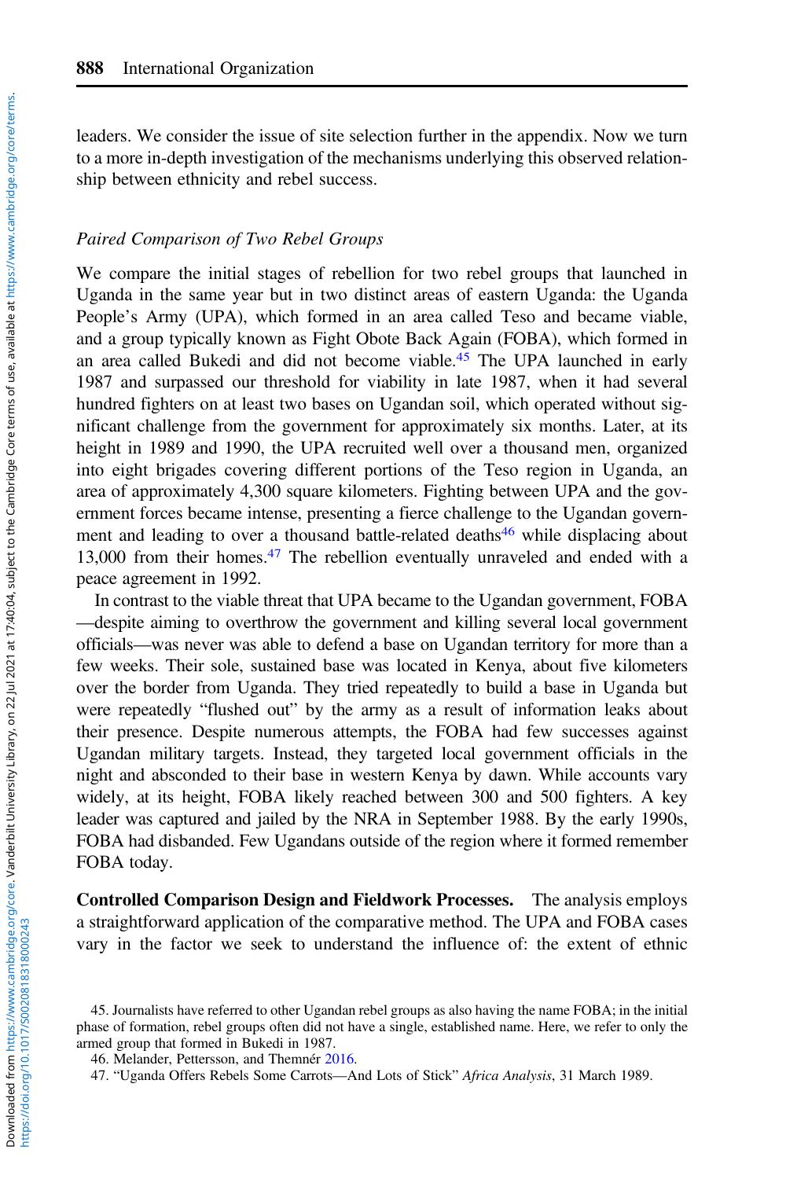leaders. We consider the issue of site selection further in the appendix. Now we turn to a more in-depth investigation of the mechanisms underlying this observed relationship between ethnicity and rebel success.

### *Paired Comparison of Two Rebel Groups*

We compare the initial stages of rebellion for two rebel groups that launched in Uganda in the same year but in two distinct areas of eastern Uganda: the Uganda People's Army (UPA), which formed in an area called Teso and became viable, and a group typically known as Fight Obote Back Again (FOBA), which formed in an area called Bukedi and did not become viable.[45] The UPA launched in early 1987 and surpassed our threshold for viability in late 1987, when it had several hundred fighters on at least two bases on Ugandan soil, which operated without significant challenge from the government for approximately six months. Later, at its height in 1989 and 1990, the UPA recruited well over a thousand men, organized into eight brigades covering different portions of the Teso region in Uganda, an area of approximately 4,300 square kilometers. Fighting between UPA and the government forces became intense, presenting a fierce challenge to the Ugandan government and leading to over a thousand battle-related deaths[46] while displacing about 13,000 from their homes.[47] The rebellion eventually unraveled and ended with a peace agreement in 1992.

In contrast to the viable threat that UPA became to the Ugandan government, FOBA—despite aiming to overthrow the government and killing several local government officials—was never was able to defend a base on Ugandan territory for more than a few weeks. Their sole, sustained base was located in Kenya, about five kilometers over the border from Uganda. They tried repeatedly to build a base in Uganda but were repeatedly "flushed out" by the army as a result of information leaks about their presence. Despite numerous attempts, the FOBA had few successes against Ugandan military targets. Instead, they targeted local government officials in the night and absconded to their base in western Kenya by dawn. While accounts vary widely, at its height, FOBA likely reached between 300 and 500 fighters. A key leader was captured and jailed by the NRA in September 1988. By the early 1990s, FOBA had disbanded. Few Ugandans outside of the region where it formed remember FOBA today.

**Controlled Comparison Design and Fieldwork Processes.** The analysis employs a straightforward application of the comparative method. The UPA and FOBA cases vary in the factor we seek to understand the influence of: the extent of ethnic

45. Journalists have referred to other Ugandan rebel groups as also having the name FOBA; in the initial phase of formation, rebel groups often did not have a single, established name. Here, we refer to only the armed group that formed in Bukedi in 1987.

46. Melander, Pettersson, and Themnér 2016.

47. "Uganda Offers Rebels Some Carrots—And Lots of Stick" *Africa Analysis*, 31 March 1989.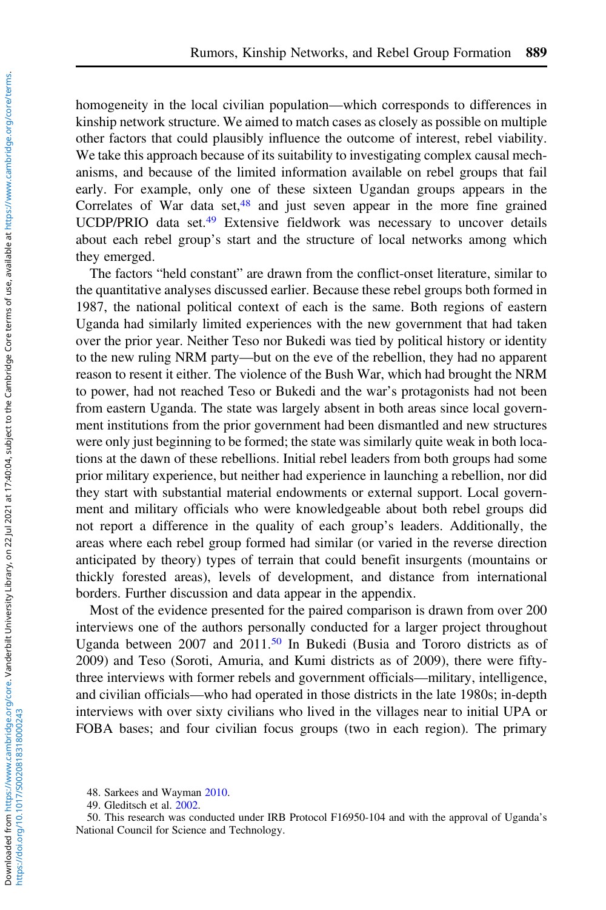homogeneity in the local civilian population—which corresponds to differences in kinship network structure. We aimed to match cases as closely as possible on multiple other factors that could plausibly influence the outcome of interest, rebel viability. We take this approach because of its suitability to investigating complex causal mechanisms, and because of the limited information available on rebel groups that fail early. For example, only one of these sixteen Ugandan groups appears in the Correlates of War data set,[48] and just seven appear in the more fine grained UCDP/PRIO data set.[49] Extensive fieldwork was necessary to uncover details about each rebel group's start and the structure of local networks among which they emerged.

The factors "held constant" are drawn from the conflict-onset literature, similar to the quantitative analyses discussed earlier. Because these rebel groups both formed in 1987, the national political context of each is the same. Both regions of eastern Uganda had similarly limited experiences with the new government that had taken over the prior year. Neither Teso nor Bukedi was tied by political history or identity to the new ruling NRM party—but on the eve of the rebellion, they had no apparent reason to resent it either. The violence of the Bush War, which had brought the NRM to power, had not reached Teso or Bukedi and the war's protagonists had not been from eastern Uganda. The state was largely absent in both areas since local government institutions from the prior government had been dismantled and new structures were only just beginning to be formed; the state was similarly quite weak in both locations at the dawn of these rebellions. Initial rebel leaders from both groups had some prior military experience, but neither had experience in launching a rebellion, nor did they start with substantial material endowments or external support. Local government and military officials who were knowledgeable about both rebel groups did not report a difference in the quality of each group's leaders. Additionally, the areas where each rebel group formed had similar (or varied in the reverse direction anticipated by theory) types of terrain that could benefit insurgents (mountains or thickly forested areas), levels of development, and distance from international borders. Further discussion and data appear in the appendix.

Most of the evidence presented for the paired comparison is drawn from over 200 interviews one of the authors personally conducted for a larger project throughout Uganda between 2007 and 2011.[50] In Bukedi (Busia and Tororo districts as of 2009) and Teso (Soroti, Amuria, and Kumi districts as of 2009), there were fifty-three interviews with former rebels and government officials—military, intelligence, and civilian officials—who had operated in those districts in the late 1980s; in-depth interviews with over sixty civilians who lived in the villages near to initial UPA or FOBA bases; and four civilian focus groups (two in each region). The primary

48. Sarkees and Wayman 2010.

49. Gleditsch et al. 2002.

50. This research was conducted under IRB Protocol F16950-104 and with the approval of Uganda's National Council for Science and Technology.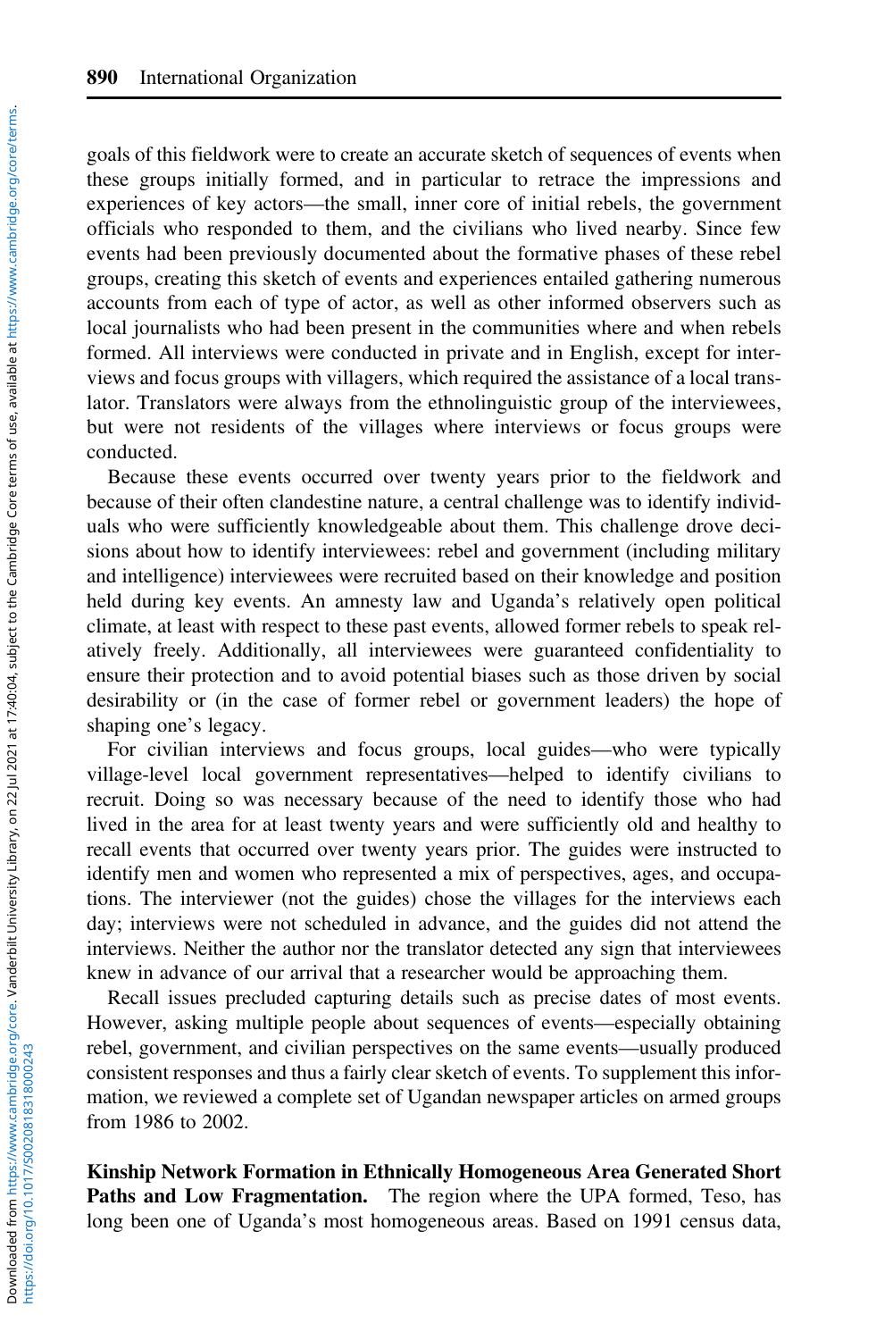goals of this fieldwork were to create an accurate sketch of sequences of events when these groups initially formed, and in particular to retrace the impressions and experiences of key actors—the small, inner core of initial rebels, the government officials who responded to them, and the civilians who lived nearby. Since few events had been previously documented about the formative phases of these rebel groups, creating this sketch of events and experiences entailed gathering numerous accounts from each of type of actor, as well as other informed observers such as local journalists who had been present in the communities where and when rebels formed. All interviews were conducted in private and in English, except for interviews and focus groups with villagers, which required the assistance of a local translator. Translators were always from the ethnolinguistic group of the interviewees, but were not residents of the villages where interviews or focus groups were conducted.

Because these events occurred over twenty years prior to the fieldwork and because of their often clandestine nature, a central challenge was to identify individuals who were sufficiently knowledgeable about them. This challenge drove decisions about how to identify interviewees: rebel and government (including military and intelligence) interviewees were recruited based on their knowledge and position held during key events. An amnesty law and Uganda's relatively open political climate, at least with respect to these past events, allowed former rebels to speak relatively freely. Additionally, all interviewees were guaranteed confidentiality to ensure their protection and to avoid potential biases such as those driven by social desirability or (in the case of former rebel or government leaders) the hope of shaping one's legacy.

For civilian interviews and focus groups, local guides—who were typically village-level local government representatives—helped to identify civilians to recruit. Doing so was necessary because of the need to identify those who had lived in the area for at least twenty years and were sufficiently old and healthy to recall events that occurred over twenty years prior. The guides were instructed to identify men and women who represented a mix of perspectives, ages, and occupations. The interviewer (not the guides) chose the villages for the interviews each day; interviews were not scheduled in advance, and the guides did not attend the interviews. Neither the author nor the translator detected any sign that interviewees knew in advance of our arrival that a researcher would be approaching them.

Recall issues precluded capturing details such as precise dates of most events. However, asking multiple people about sequences of events—especially obtaining rebel, government, and civilian perspectives on the same events—usually produced consistent responses and thus a fairly clear sketch of events. To supplement this information, we reviewed a complete set of Ugandan newspaper articles on armed groups from 1986 to 2002.

**Kinship Network Formation in Ethnically Homogeneous Area Generated Short Paths and Low Fragmentation.** The region where the UPA formed, Teso, has long been one of Uganda's most homogeneous areas. Based on 1991 census data,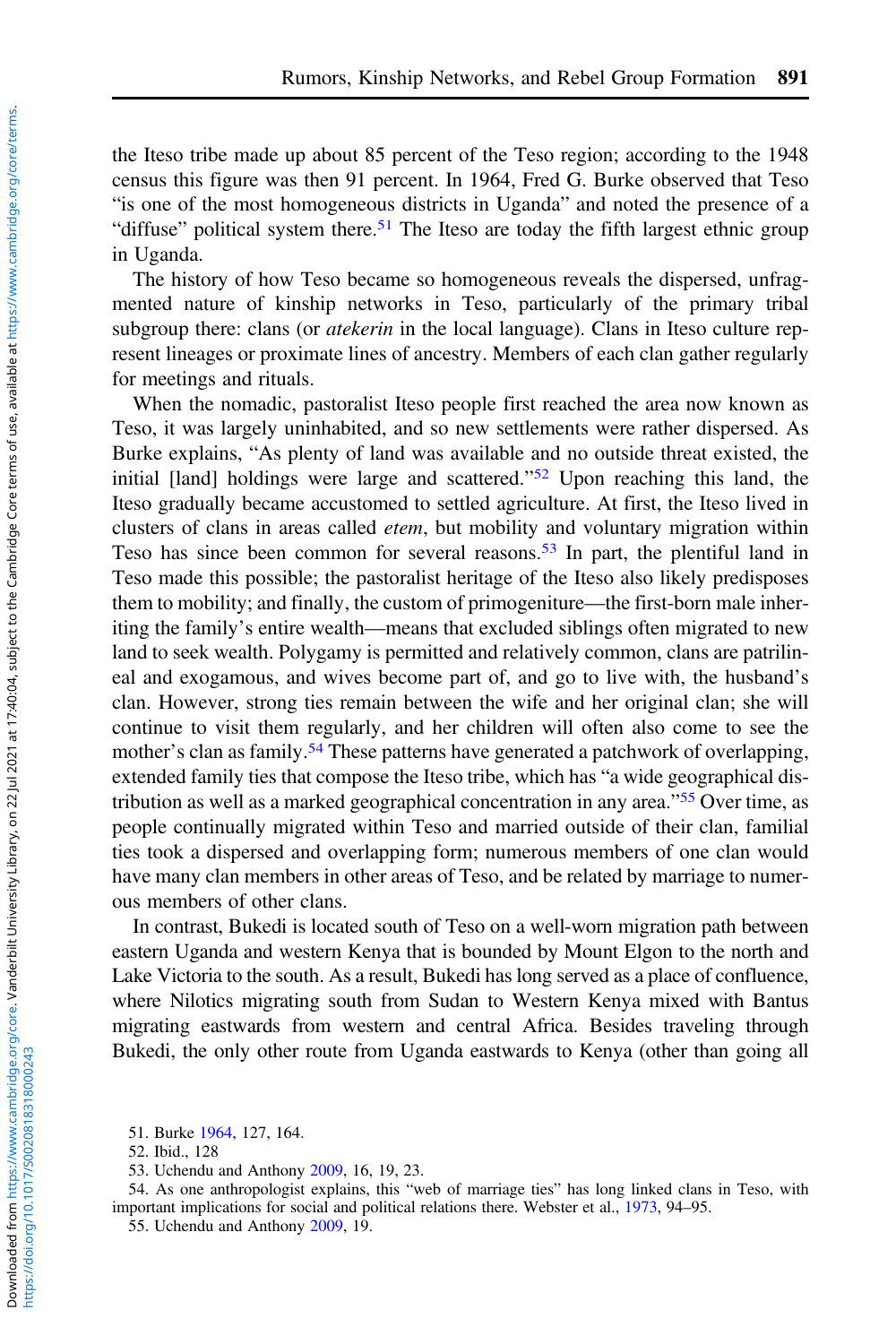the Iteso tribe made up about 85 percent of the Teso region; according to the 1948 census this figure was then 91 percent. In 1964, Fred G. Burke observed that Teso "is one of the most homogeneous districts in Uganda" and noted the presence of a "diffuse" political system there.[51] The Iteso are today the fifth largest ethnic group in Uganda.

The history of how Teso became so homogeneous reveals the dispersed, unfragmented nature of kinship networks in Teso, particularly of the primary tribal subgroup there: clans (or *atekerin* in the local language). Clans in Iteso culture represent lineages or proximate lines of ancestry. Members of each clan gather regularly for meetings and rituals.

When the nomadic, pastoralist Iteso people first reached the area now known as Teso, it was largely uninhabited, and so new settlements were rather dispersed. As Burke explains, "As plenty of land was available and no outside threat existed, the initial [land] holdings were large and scattered."[52] Upon reaching this land, the Iteso gradually became accustomed to settled agriculture. At first, the Iteso lived in clusters of clans in areas called *etem*, but mobility and voluntary migration within Teso has since been common for several reasons.[53] In part, the plentiful land in Teso made this possible; the pastoralist heritage of the Iteso also likely predisposes them to mobility; and finally, the custom of primogeniture—the first-born male inheriting the family's entire wealth—means that excluded siblings often migrated to new land to seek wealth. Polygamy is permitted and relatively common, clans are patrilineal and exogamous, and wives become part of, and go to live with, the husband's clan. However, strong ties remain between the wife and her original clan; she will continue to visit them regularly, and her children will often also come to see the mother's clan as family.[54] These patterns have generated a patchwork of overlapping, extended family ties that compose the Iteso tribe, which has "a wide geographical distribution as well as a marked geographical concentration in any area."[55] Over time, as people continually migrated within Teso and married outside of their clan, familial ties took a dispersed and overlapping form; numerous members of one clan would have many clan members in other areas of Teso, and be related by marriage to numerous members of other clans.

In contrast, Bukedi is located south of Teso on a well-worn migration path between eastern Uganda and western Kenya that is bounded by Mount Elgon to the north and Lake Victoria to the south. As a result, Bukedi has long served as a place of confluence, where Nilotics migrating south from Sudan to Western Kenya mixed with Bantus migrating eastwards from western and central Africa. Besides traveling through Bukedi, the only other route from Uganda eastwards to Kenya (other than going all

51. Burke 1964, 127, 164.

52. Ibid., 128

53. Uchendu and Anthony 2009, 16, 19, 23.

54. As one anthropologist explains, this "web of marriage ties" has long linked clans in Teso, with important implications for social and political relations there. Webster et al., 1973, 94–95.

55. Uchendu and Anthony 2009, 19.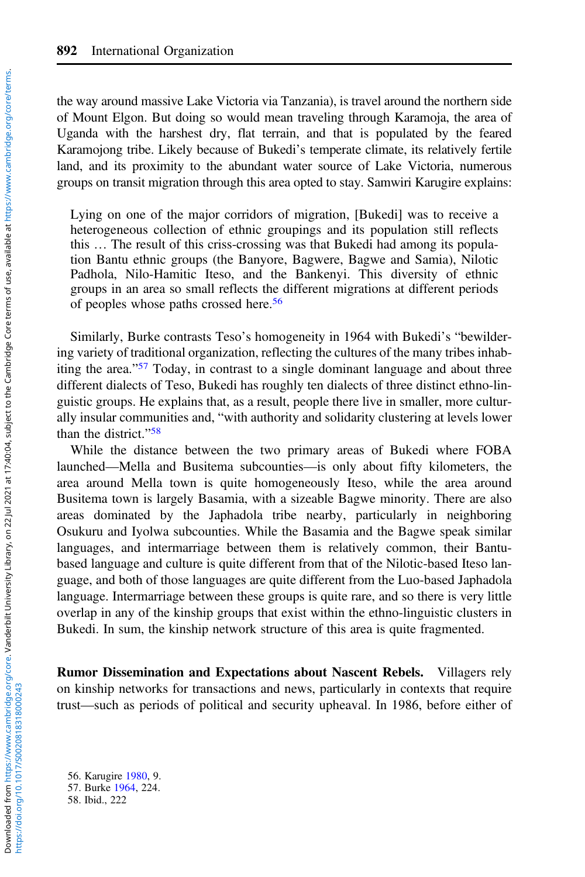the way around massive Lake Victoria via Tanzania), is travel around the northern side of Mount Elgon. But doing so would mean traveling through Karamoja, the area of Uganda with the harshest dry, flat terrain, and that is populated by the feared Karamojong tribe. Likely because of Bukedi's temperate climate, its relatively fertile land, and its proximity to the abundant water source of Lake Victoria, numerous groups on transit migration through this area opted to stay. Samwiri Karugire explains:

> Lying on one of the major corridors of migration, [Bukedi] was to receive a heterogeneous collection of ethnic groupings and its population still reflects this … The result of this criss-crossing was that Bukedi had among its population Bantu ethnic groups (the Banyore, Bagwere, Bagwe and Samia), Nilotic Padhola, Nilo-Hamitic Iteso, and the Bankenyi. This diversity of ethnic groups in an area so small reflects the different migrations at different periods of peoples whose paths crossed here.[56]

Similarly, Burke contrasts Teso's homogeneity in 1964 with Bukedi's "bewildering variety of traditional organization, reflecting the cultures of the many tribes inhabiting the area."[57] Today, in contrast to a single dominant language and about three different dialects of Teso, Bukedi has roughly ten dialects of three distinct ethno-linguistic groups. He explains that, as a result, people there live in smaller, more culturally insular communities and, "with authority and solidarity clustering at levels lower than the district."[58]

While the distance between the two primary areas of Bukedi where FOBA launched—Mella and Busitema subcounties—is only about fifty kilometers, the area around Mella town is quite homogeneously Iteso, while the area around Busitema town is largely Basamia, with a sizeable Bagwe minority. There are also areas dominated by the Japhadola tribe nearby, particularly in neighboring Osukuru and Iyolwa subcounties. While the Basamia and the Bagwe speak similar languages, and intermarriage between them is relatively common, their Bantu-based language and culture is quite different from that of the Nilotic-based Iteso language, and both of those languages are quite different from the Luo-based Japhadola language. Intermarriage between these groups is quite rare, and so there is very little overlap in any of the kinship groups that exist within the ethno-linguistic clusters in Bukedi. In sum, the kinship network structure of this area is quite fragmented.

**Rumor Dissemination and Expectations about Nascent Rebels.** Villagers rely on kinship networks for transactions and news, particularly in contexts that require trust—such as periods of political and security upheaval. In 1986, before either of

56. Karugire 1980, 9.
57. Burke 1964, 224.
58. Ibid., 222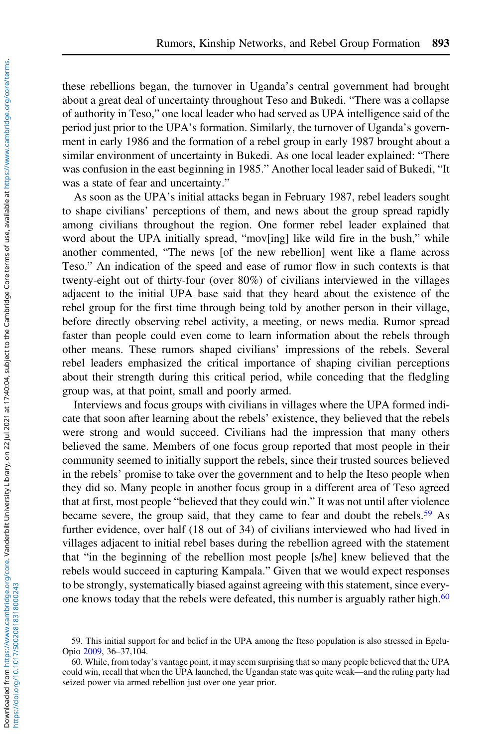these rebellions began, the turnover in Uganda's central government had brought about a great deal of uncertainty throughout Teso and Bukedi. "There was a collapse of authority in Teso," one local leader who had served as UPA intelligence said of the period just prior to the UPA's formation. Similarly, the turnover of Uganda's government in early 1986 and the formation of a rebel group in early 1987 brought about a similar environment of uncertainty in Bukedi. As one local leader explained: "There was confusion in the east beginning in 1985." Another local leader said of Bukedi, "It was a state of fear and uncertainty."

As soon as the UPA's initial attacks began in February 1987, rebel leaders sought to shape civilians' perceptions of them, and news about the group spread rapidly among civilians throughout the region. One former rebel leader explained that word about the UPA initially spread, "mov[ing] like wild fire in the bush," while another commented, "The news [of the new rebellion] went like a flame across Teso." An indication of the speed and ease of rumor flow in such contexts is that twenty-eight out of thirty-four (over 80%) of civilians interviewed in the villages adjacent to the initial UPA base said that they heard about the existence of the rebel group for the first time through being told by another person in their village, before directly observing rebel activity, a meeting, or news media. Rumor spread faster than people could even come to learn information about the rebels through other means. These rumors shaped civilians' impressions of the rebels. Several rebel leaders emphasized the critical importance of shaping civilian perceptions about their strength during this critical period, while conceding that the fledgling group was, at that point, small and poorly armed.

Interviews and focus groups with civilians in villages where the UPA formed indicate that soon after learning about the rebels' existence, they believed that the rebels were strong and would succeed. Civilians had the impression that many others believed the same. Members of one focus group reported that most people in their community seemed to initially support the rebels, since their trusted sources believed in the rebels' promise to take over the government and to help the Iteso people when they did so. Many people in another focus group in a different area of Teso agreed that at first, most people "believed that they could win." It was not until after violence became severe, the group said, that they came to fear and doubt the rebels.[59] As further evidence, over half (18 out of 34) of civilians interviewed who had lived in villages adjacent to initial rebel bases during the rebellion agreed with the statement that "in the beginning of the rebellion most people [s/he] knew believed that the rebels would succeed in capturing Kampala." Given that we would expect responses to be strongly, systematically biased against agreeing with this statement, since everyone knows today that the rebels were defeated, this number is arguably rather high.[60]

59. This initial support for and belief in the UPA among the Iteso population is also stressed in Epelu-Opio 2009, 36–37,104.

60. While, from today's vantage point, it may seem surprising that so many people believed that the UPA could win, recall that when the UPA launched, the Ugandan state was quite weak—and the ruling party had seized power via armed rebellion just over one year prior.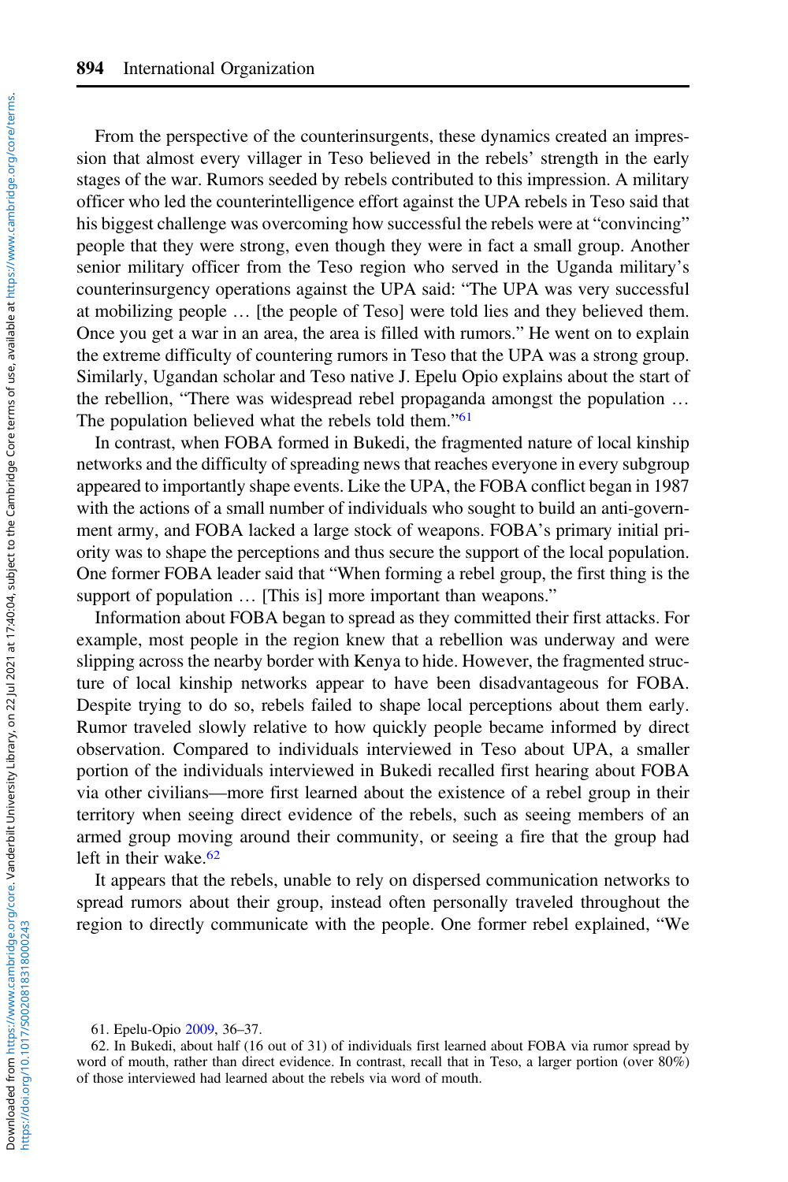From the perspective of the counterinsurgents, these dynamics created an impression that almost every villager in Teso believed in the rebels' strength in the early stages of the war. Rumors seeded by rebels contributed to this impression. A military officer who led the counterintelligence effort against the UPA rebels in Teso said that his biggest challenge was overcoming how successful the rebels were at "convincing" people that they were strong, even though they were in fact a small group. Another senior military officer from the Teso region who served in the Uganda military's counterinsurgency operations against the UPA said: "The UPA was very successful at mobilizing people … [the people of Teso] were told lies and they believed them. Once you get a war in an area, the area is filled with rumors." He went on to explain the extreme difficulty of countering rumors in Teso that the UPA was a strong group. Similarly, Ugandan scholar and Teso native J. Epelu Opio explains about the start of the rebellion, "There was widespread rebel propaganda amongst the population … The population believed what the rebels told them."[61]

In contrast, when FOBA formed in Bukedi, the fragmented nature of local kinship networks and the difficulty of spreading news that reaches everyone in every subgroup appeared to importantly shape events. Like the UPA, the FOBA conflict began in 1987 with the actions of a small number of individuals who sought to build an anti-government army, and FOBA lacked a large stock of weapons. FOBA's primary initial priority was to shape the perceptions and thus secure the support of the local population. One former FOBA leader said that "When forming a rebel group, the first thing is the support of population … [This is] more important than weapons."

Information about FOBA began to spread as they committed their first attacks. For example, most people in the region knew that a rebellion was underway and were slipping across the nearby border with Kenya to hide. However, the fragmented structure of local kinship networks appear to have been disadvantageous for FOBA. Despite trying to do so, rebels failed to shape local perceptions about them early. Rumor traveled slowly relative to how quickly people became informed by direct observation. Compared to individuals interviewed in Teso about UPA, a smaller portion of the individuals interviewed in Bukedi recalled first hearing about FOBA via other civilians—more first learned about the existence of a rebel group in their territory when seeing direct evidence of the rebels, such as seeing members of an armed group moving around their community, or seeing a fire that the group had left in their wake.[62]

It appears that the rebels, unable to rely on dispersed communication networks to spread rumors about their group, instead often personally traveled throughout the region to directly communicate with the people. One former rebel explained, "We

61. Epelu-Opio 2009, 36–37.

62. In Bukedi, about half (16 out of 31) of individuals first learned about FOBA via rumor spread by word of mouth, rather than direct evidence. In contrast, recall that in Teso, a larger portion (over 80%) of those interviewed had learned about the rebels via word of mouth.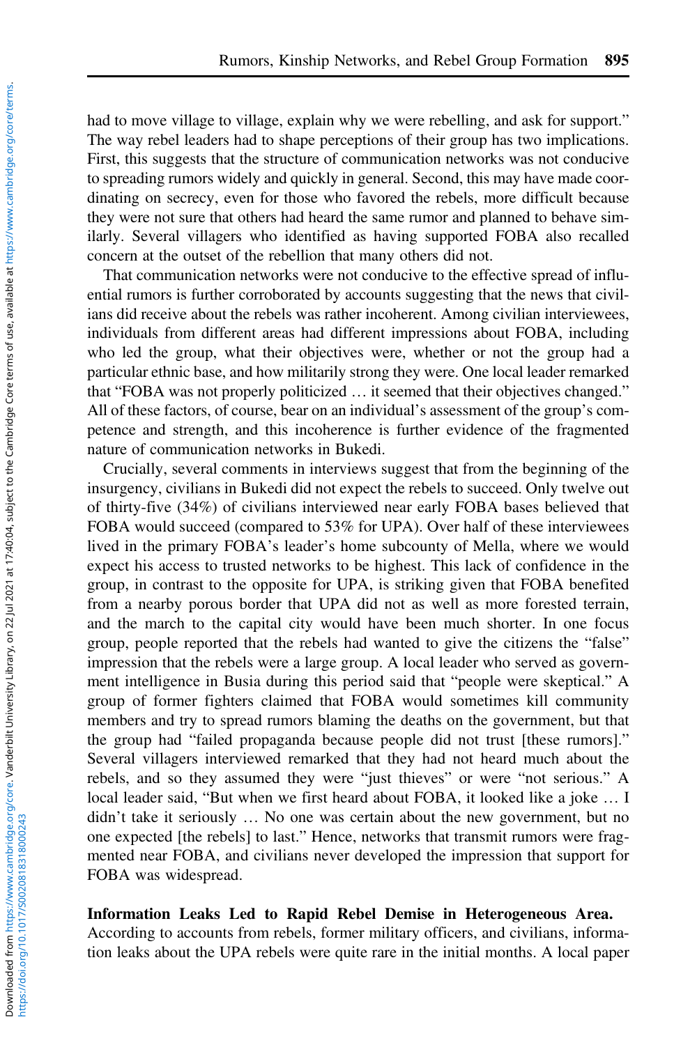had to move village to village, explain why we were rebelling, and ask for support." The way rebel leaders had to shape perceptions of their group has two implications. First, this suggests that the structure of communication networks was not conducive to spreading rumors widely and quickly in general. Second, this may have made coordinating on secrecy, even for those who favored the rebels, more difficult because they were not sure that others had heard the same rumor and planned to behave similarly. Several villagers who identified as having supported FOBA also recalled concern at the outset of the rebellion that many others did not.

That communication networks were not conducive to the effective spread of influential rumors is further corroborated by accounts suggesting that the news that civilians did receive about the rebels was rather incoherent. Among civilian interviewees, individuals from different areas had different impressions about FOBA, including who led the group, what their objectives were, whether or not the group had a particular ethnic base, and how militarily strong they were. One local leader remarked that "FOBA was not properly politicized … it seemed that their objectives changed." All of these factors, of course, bear on an individual's assessment of the group's competence and strength, and this incoherence is further evidence of the fragmented nature of communication networks in Bukedi.

Crucially, several comments in interviews suggest that from the beginning of the insurgency, civilians in Bukedi did not expect the rebels to succeed. Only twelve out of thirty-five (34%) of civilians interviewed near early FOBA bases believed that FOBA would succeed (compared to 53% for UPA). Over half of these interviewees lived in the primary FOBA's leader's home subcounty of Mella, where we would expect his access to trusted networks to be highest. This lack of confidence in the group, in contrast to the opposite for UPA, is striking given that FOBA benefited from a nearby porous border that UPA did not as well as more forested terrain, and the march to the capital city would have been much shorter. In one focus group, people reported that the rebels had wanted to give the citizens the "false" impression that the rebels were a large group. A local leader who served as government intelligence in Busia during this period said that "people were skeptical." A group of former fighters claimed that FOBA would sometimes kill community members and try to spread rumors blaming the deaths on the government, but that the group had "failed propaganda because people did not trust [these rumors]." Several villagers interviewed remarked that they had not heard much about the rebels, and so they assumed they were "just thieves" or were "not serious." A local leader said, "But when we first heard about FOBA, it looked like a joke … I didn't take it seriously … No one was certain about the new government, but no one expected [the rebels] to last." Hence, networks that transmit rumors were fragmented near FOBA, and civilians never developed the impression that support for FOBA was widespread.

**Information Leaks Led to Rapid Rebel Demise in Heterogeneous Area.** According to accounts from rebels, former military officers, and civilians, information leaks about the UPA rebels were quite rare in the initial months. A local paper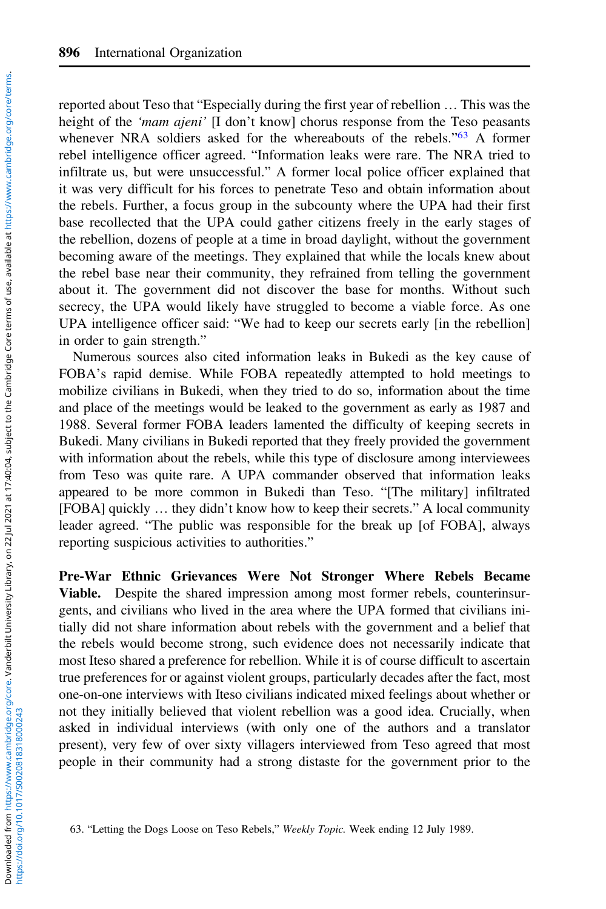reported about Teso that "Especially during the first year of rebellion … This was the height of the *'mam ajeni'* [I don't know] chorus response from the Teso peasants whenever NRA soldiers asked for the whereabouts of the rebels."[63] A former rebel intelligence officer agreed. "Information leaks were rare. The NRA tried to infiltrate us, but were unsuccessful." A former local police officer explained that it was very difficult for his forces to penetrate Teso and obtain information about the rebels. Further, a focus group in the subcounty where the UPA had their first base recollected that the UPA could gather citizens freely in the early stages of the rebellion, dozens of people at a time in broad daylight, without the government becoming aware of the meetings. They explained that while the locals knew about the rebel base near their community, they refrained from telling the government about it. The government did not discover the base for months. Without such secrecy, the UPA would likely have struggled to become a viable force. As one UPA intelligence officer said: "We had to keep our secrets early [in the rebellion] in order to gain strength."

Numerous sources also cited information leaks in Bukedi as the key cause of FOBA's rapid demise. While FOBA repeatedly attempted to hold meetings to mobilize civilians in Bukedi, when they tried to do so, information about the time and place of the meetings would be leaked to the government as early as 1987 and 1988. Several former FOBA leaders lamented the difficulty of keeping secrets in Bukedi. Many civilians in Bukedi reported that they freely provided the government with information about the rebels, while this type of disclosure among interviewees from Teso was quite rare. A UPA commander observed that information leaks appeared to be more common in Bukedi than Teso. "[The military] infiltrated [FOBA] quickly … they didn't know how to keep their secrets." A local community leader agreed. "The public was responsible for the break up [of FOBA], always reporting suspicious activities to authorities."

**Pre-War Ethnic Grievances Were Not Stronger Where Rebels Became Viable.** Despite the shared impression among most former rebels, counterinsurgents, and civilians who lived in the area where the UPA formed that civilians initially did not share information about rebels with the government and a belief that the rebels would become strong, such evidence does not necessarily indicate that most Iteso shared a preference for rebellion. While it is of course difficult to ascertain true preferences for or against violent groups, particularly decades after the fact, most one-on-one interviews with Iteso civilians indicated mixed feelings about whether or not they initially believed that violent rebellion was a good idea. Crucially, when asked in individual interviews (with only one of the authors and a translator present), very few of over sixty villagers interviewed from Teso agreed that most people in their community had a strong distaste for the government prior to the

63. "Letting the Dogs Loose on Teso Rebels," *Weekly Topic*. Week ending 12 July 1989.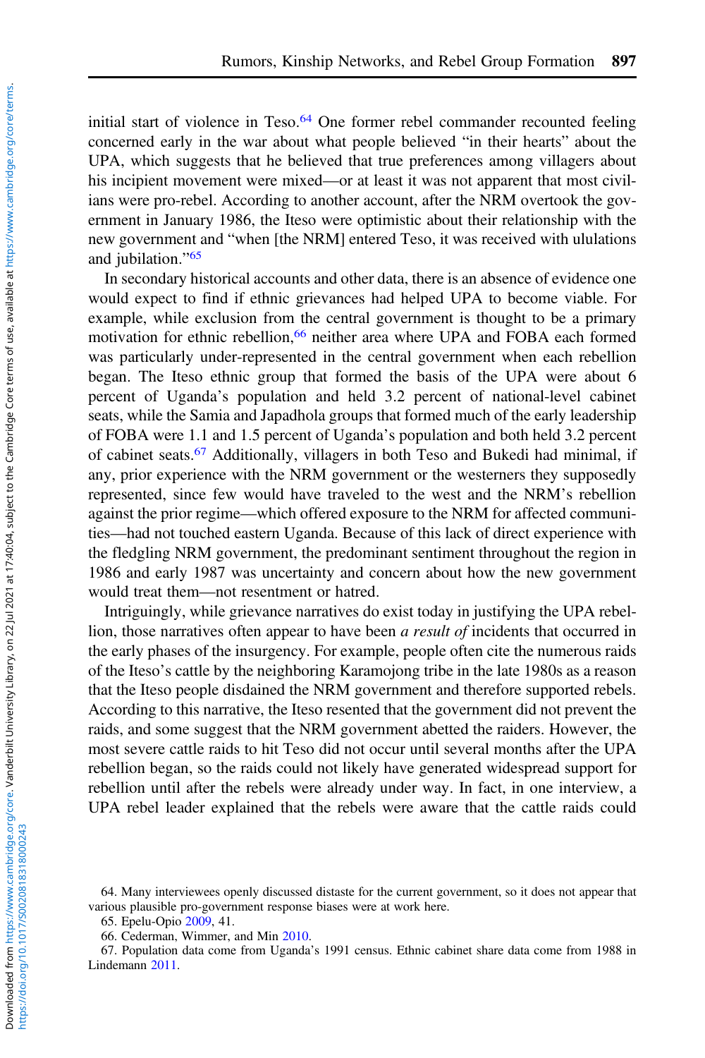initial start of violence in Teso.[64] One former rebel commander recounted feeling concerned early in the war about what people believed "in their hearts" about the UPA, which suggests that he believed that true preferences among villagers about his incipient movement were mixed—or at least it was not apparent that most civilians were pro-rebel. According to another account, after the NRM overtook the government in January 1986, the Iteso were optimistic about their relationship with the new government and "when [the NRM] entered Teso, it was received with ululations and jubilation."[65]

In secondary historical accounts and other data, there is an absence of evidence one would expect to find if ethnic grievances had helped UPA to become viable. For example, while exclusion from the central government is thought to be a primary motivation for ethnic rebellion,[66] neither area where UPA and FOBA each formed was particularly under-represented in the central government when each rebellion began. The Iteso ethnic group that formed the basis of the UPA were about 6 percent of Uganda's population and held 3.2 percent of national-level cabinet seats, while the Samia and Japadhola groups that formed much of the early leadership of FOBA were 1.1 and 1.5 percent of Uganda's population and both held 3.2 percent of cabinet seats.[67] Additionally, villagers in both Teso and Bukedi had minimal, if any, prior experience with the NRM government or the westerners they supposedly represented, since few would have traveled to the west and the NRM's rebellion against the prior regime—which offered exposure to the NRM for affected communities—had not touched eastern Uganda. Because of this lack of direct experience with the fledgling NRM government, the predominant sentiment throughout the region in 1986 and early 1987 was uncertainty and concern about how the new government would treat them—not resentment or hatred.

Intriguingly, while grievance narratives do exist today in justifying the UPA rebellion, those narratives often appear to have been *a result of* incidents that occurred in the early phases of the insurgency. For example, people often cite the numerous raids of the Iteso's cattle by the neighboring Karamojong tribe in the late 1980s as a reason that the Iteso people disdained the NRM government and therefore supported rebels. According to this narrative, the Iteso resented that the government did not prevent the raids, and some suggest that the NRM government abetted the raiders. However, the most severe cattle raids to hit Teso did not occur until several months after the UPA rebellion began, so the raids could not likely have generated widespread support for rebellion until after the rebels were already under way. In fact, in one interview, a UPA rebel leader explained that the rebels were aware that the cattle raids could

64. Many interviewees openly discussed distaste for the current government, so it does not appear that various plausible pro-government response biases were at work here.

65. Epelu-Opio 2009, 41.

66. Cederman, Wimmer, and Min 2010.

67. Population data come from Uganda's 1991 census. Ethnic cabinet share data come from 1988 in Lindemann 2011.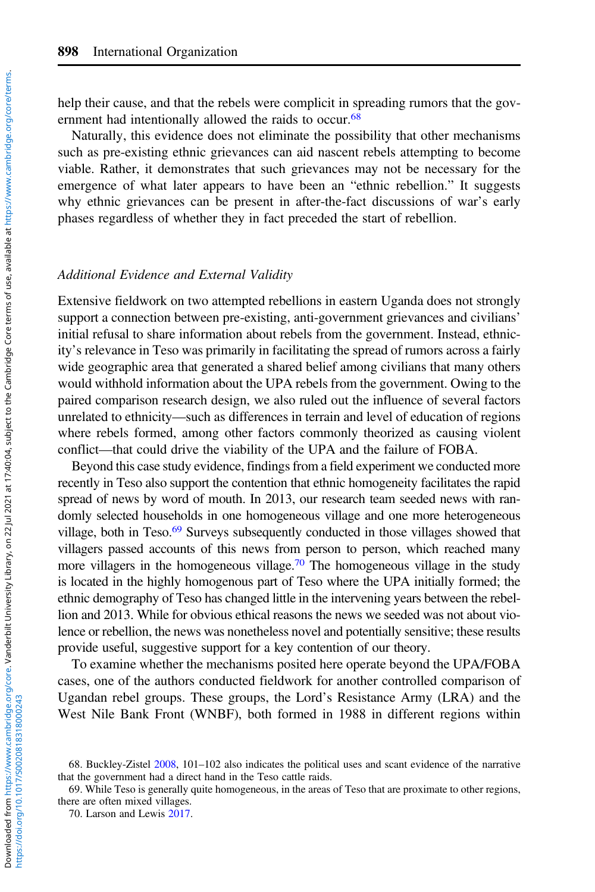help their cause, and that the rebels were complicit in spreading rumors that the government had intentionally allowed the raids to occur.[68]

Naturally, this evidence does not eliminate the possibility that other mechanisms such as pre-existing ethnic grievances can aid nascent rebels attempting to become viable. Rather, it demonstrates that such grievances may not be necessary for the emergence of what later appears to have been an "ethnic rebellion." It suggests why ethnic grievances can be present in after-the-fact discussions of war's early phases regardless of whether they in fact preceded the start of rebellion.

### *Additional Evidence and External Validity*

Extensive fieldwork on two attempted rebellions in eastern Uganda does not strongly support a connection between pre-existing, anti-government grievances and civilians' initial refusal to share information about rebels from the government. Instead, ethnicity's relevance in Teso was primarily in facilitating the spread of rumors across a fairly wide geographic area that generated a shared belief among civilians that many others would withhold information about the UPA rebels from the government. Owing to the paired comparison research design, we also ruled out the influence of several factors unrelated to ethnicity—such as differences in terrain and level of education of regions where rebels formed, among other factors commonly theorized as causing violent conflict—that could drive the viability of the UPA and the failure of FOBA.

Beyond this case study evidence, findings from a field experiment we conducted more recently in Teso also support the contention that ethnic homogeneity facilitates the rapid spread of news by word of mouth. In 2013, our research team seeded news with randomly selected households in one homogeneous village and one more heterogeneous village, both in Teso.[69] Surveys subsequently conducted in those villages showed that villagers passed accounts of this news from person to person, which reached many more villagers in the homogeneous village.[70] The homogeneous village in the study is located in the highly homogenous part of Teso where the UPA initially formed; the ethnic demography of Teso has changed little in the intervening years between the rebellion and 2013. While for obvious ethical reasons the news we seeded was not about violence or rebellion, the news was nonetheless novel and potentially sensitive; these results provide useful, suggestive support for a key contention of our theory.

To examine whether the mechanisms posited here operate beyond the UPA/FOBA cases, one of the authors conducted fieldwork for another controlled comparison of Ugandan rebel groups. These groups, the Lord's Resistance Army (LRA) and the West Nile Bank Front (WNBF), both formed in 1988 in different regions within

68. Buckley-Zistel 2008, 101–102 also indicates the political uses and scant evidence of the narrative that the government had a direct hand in the Teso cattle raids.

69. While Teso is generally quite homogeneous, in the areas of Teso that are proximate to other regions, there are often mixed villages.

70. Larson and Lewis 2017.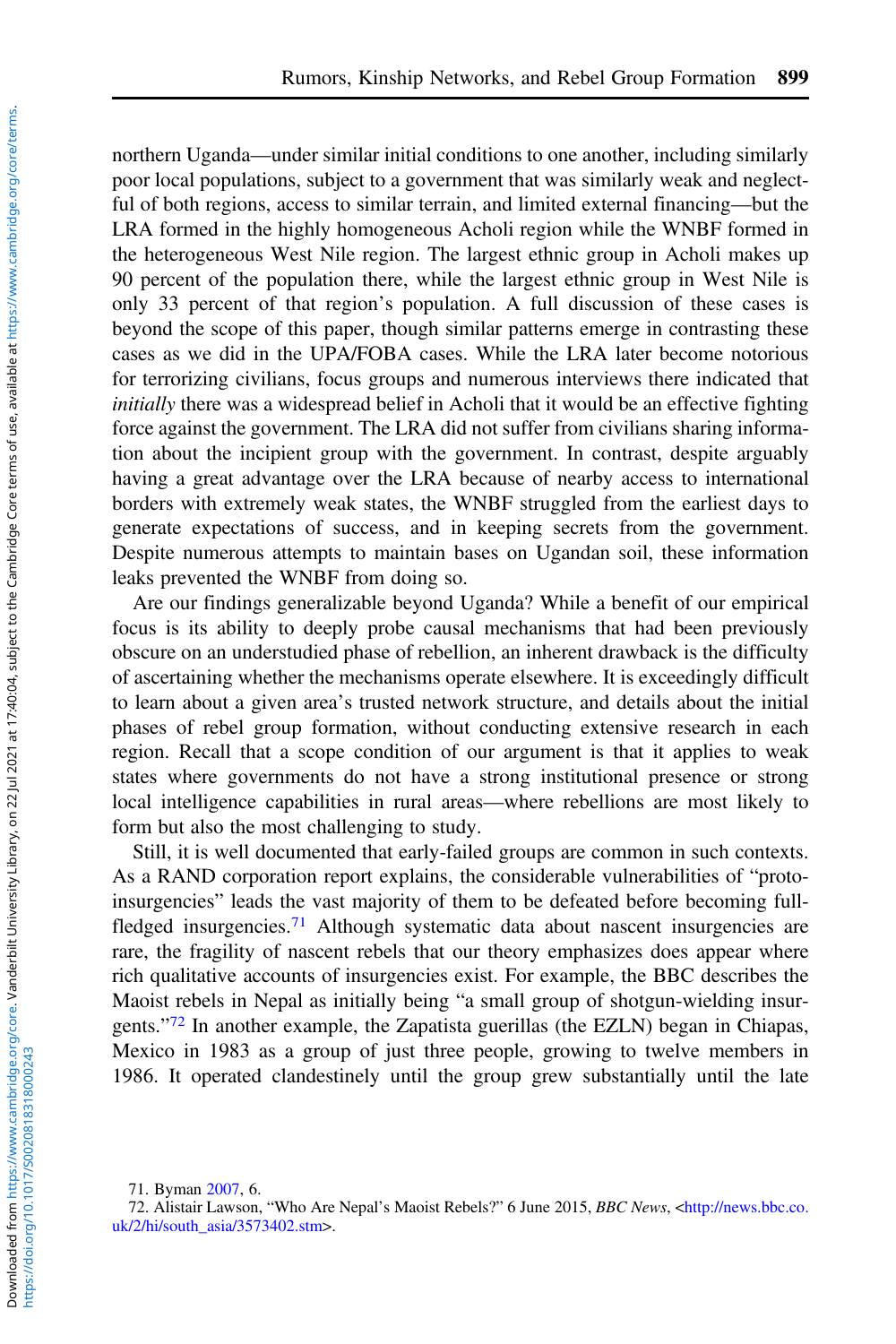northern Uganda—under similar initial conditions to one another, including similarly poor local populations, subject to a government that was similarly weak and neglectful of both regions, access to similar terrain, and limited external financing—but the LRA formed in the highly homogeneous Acholi region while the WNBF formed in the heterogeneous West Nile region. The largest ethnic group in Acholi makes up 90 percent of the population there, while the largest ethnic group in West Nile is only 33 percent of that region's population. A full discussion of these cases is beyond the scope of this paper, though similar patterns emerge in contrasting these cases as we did in the UPA/FOBA cases. While the LRA later become notorious for terrorizing civilians, focus groups and numerous interviews there indicated that *initially* there was a widespread belief in Acholi that it would be an effective fighting force against the government. The LRA did not suffer from civilians sharing information about the incipient group with the government. In contrast, despite arguably having a great advantage over the LRA because of nearby access to international borders with extremely weak states, the WNBF struggled from the earliest days to generate expectations of success, and in keeping secrets from the government. Despite numerous attempts to maintain bases on Ugandan soil, these information leaks prevented the WNBF from doing so.

Are our findings generalizable beyond Uganda? While a benefit of our empirical focus is its ability to deeply probe causal mechanisms that had been previously obscure on an understudied phase of rebellion, an inherent drawback is the difficulty of ascertaining whether the mechanisms operate elsewhere. It is exceedingly difficult to learn about a given area's trusted network structure, and details about the initial phases of rebel group formation, without conducting extensive research in each region. Recall that a scope condition of our argument is that it applies to weak states where governments do not have a strong institutional presence or strong local intelligence capabilities in rural areas—where rebellions are most likely to form but also the most challenging to study.

Still, it is well documented that early-failed groups are common in such contexts. As a RAND corporation report explains, the considerable vulnerabilities of "proto-insurgencies" leads the vast majority of them to be defeated before becoming full-fledged insurgencies.[71] Although systematic data about nascent insurgencies are rare, the fragility of nascent rebels that our theory emphasizes does appear where rich qualitative accounts of insurgencies exist. For example, the BBC describes the Maoist rebels in Nepal as initially being "a small group of shotgun-wielding insurgents."[72] In another example, the Zapatista guerillas (the EZLN) began in Chiapas, Mexico in 1983 as a group of just three people, growing to twelve members in 1986. It operated clandestinely until the group grew substantially until the late

71. Byman 2007, 6.

72. Alistair Lawson, "Who Are Nepal's Maoist Rebels?" 6 June 2015, *BBC News*, <http://news.bbc.co.uk/2/hi/south_asia/3573402.stm>.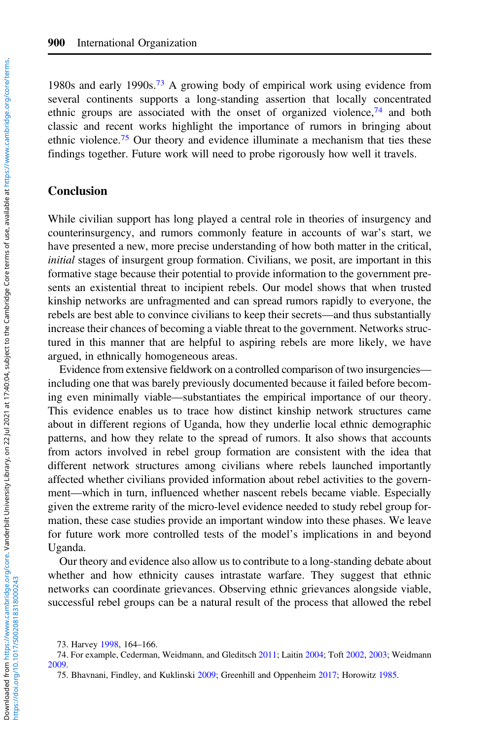1980s and early 1990s.[73] A growing body of empirical work using evidence from several continents supports a long-standing assertion that locally concentrated ethnic groups are associated with the onset of organized violence,[74] and both classic and recent works highlight the importance of rumors in bringing about ethnic violence.[75] Our theory and evidence illuminate a mechanism that ties these findings together. Future work will need to probe rigorously how well it travels.

## Conclusion

While civilian support has long played a central role in theories of insurgency and counterinsurgency, and rumors commonly feature in accounts of war's start, we have presented a new, more precise understanding of how both matter in the critical, *initial* stages of insurgent group formation. Civilians, we posit, are important in this formative stage because their potential to provide information to the government presents an existential threat to incipient rebels. Our model shows that when trusted kinship networks are unfragmented and can spread rumors rapidly to everyone, the rebels are best able to convince civilians to keep their secrets—and thus substantially increase their chances of becoming a viable threat to the government. Networks structured in this manner that are helpful to aspiring rebels are more likely, we have argued, in ethnically homogeneous areas.

Evidence from extensive fieldwork on a controlled comparison of two insurgencies—including one that was barely previously documented because it failed before becoming even minimally viable—substantiates the empirical importance of our theory. This evidence enables us to trace how distinct kinship network structures came about in different regions of Uganda, how they underlie local ethnic demographic patterns, and how they relate to the spread of rumors. It also shows that accounts from actors involved in rebel group formation are consistent with the idea that different network structures among civilians where rebels launched importantly affected whether civilians provided information about rebel activities to the government—which in turn, influenced whether nascent rebels became viable. Especially given the extreme rarity of the micro-level evidence needed to study rebel group formation, these case studies provide an important window into these phases. We leave for future work more controlled tests of the model's implications in and beyond Uganda.

Our theory and evidence also allow us to contribute to a long-standing debate about whether and how ethnicity causes intrastate warfare. They suggest that ethnic networks can coordinate grievances. Observing ethnic grievances alongside viable, successful rebel groups can be a natural result of the process that allowed the rebel

73. Harvey 1998, 164–166.

74. For example, Cederman, Weidmann, and Gleditsch 2011; Laitin 2004; Toft 2002, 2003; Weidmann 2009.

75. Bhavnani, Findley, and Kuklinski 2009; Greenhill and Oppenheim 2017; Horowitz 1985.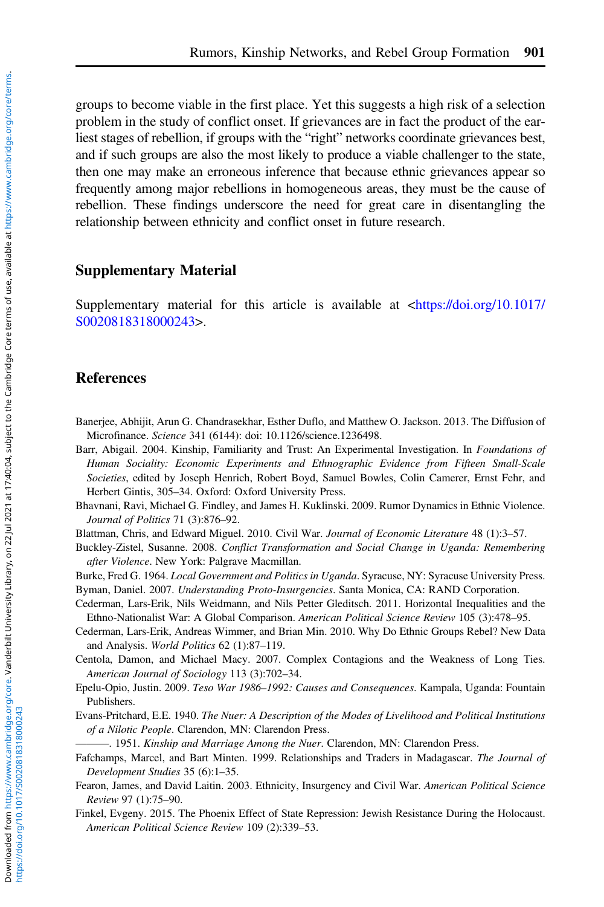groups to become viable in the first place. Yet this suggests a high risk of a selection problem in the study of conflict onset. If grievances are in fact the product of the earliest stages of rebellion, if groups with the "right" networks coordinate grievances best, and if such groups are also the most likely to produce a viable challenger to the state, then one may make an erroneous inference that because ethnic grievances appear so frequently among major rebellions in homogeneous areas, they must be the cause of rebellion. These findings underscore the need for great care in disentangling the relationship between ethnicity and conflict onset in future research.

## Supplementary Material

Supplementary material for this article is available at <https://doi.org/10.1017/S0020818318000243>.

## References

Banerjee, Abhijit, Arun G. Chandrasekhar, Esther Duflo, and Matthew O. Jackson. 2013. The Diffusion of Microfinance. *Science* 341 (6144): doi: 10.1126/science.1236498.

Barr, Abigail. 2004. Kinship, Familiarity and Trust: An Experimental Investigation. In *Foundations of Human Sociality: Economic Experiments and Ethnographic Evidence from Fifteen Small-Scale Societies*, edited by Joseph Henrich, Robert Boyd, Samuel Bowles, Colin Camerer, Ernst Fehr, and Herbert Gintis, 305–34. Oxford: Oxford University Press.

Bhavnani, Ravi, Michael G. Findley, and James H. Kuklinski. 2009. Rumor Dynamics in Ethnic Violence. *Journal of Politics* 71 (3):876–92.

Blattman, Chris, and Edward Miguel. 2010. Civil War. *Journal of Economic Literature* 48 (1):3–57.

Buckley-Zistel, Susanne. 2008. *Conflict Transformation and Social Change in Uganda: Remembering after Violence*. New York: Palgrave Macmillan.

Burke, Fred G. 1964. *Local Government and Politics in Uganda*. Syracuse, NY: Syracuse University Press.

Byman, Daniel. 2007. *Understanding Proto-Insurgencies*. Santa Monica, CA: RAND Corporation.

Cederman, Lars-Erik, Nils Weidmann, and Nils Petter Gleditsch. 2011. Horizontal Inequalities and the Ethno-Nationalist War: A Global Comparison. *American Political Science Review* 105 (3):478–95.

Cederman, Lars-Erik, Andreas Wimmer, and Brian Min. 2010. Why Do Ethnic Groups Rebel? New Data and Analysis. *World Politics* 62 (1):87–119.

Centola, Damon, and Michael Macy. 2007. Complex Contagions and the Weakness of Long Ties. *American Journal of Sociology* 113 (3):702–34.

Epelu-Opio, Justin. 2009. *Teso War 1986–1992: Causes and Consequences*. Kampala, Uganda: Fountain Publishers.

Evans-Pritchard, E.E. 1940. *The Nuer: A Description of the Modes of Livelihood and Political Institutions of a Nilotic People*. Clarendon, MN: Clarendon Press.

———. 1951. *Kinship and Marriage Among the Nuer*. Clarendon, MN: Clarendon Press.

Fafchamps, Marcel, and Bart Minten. 1999. Relationships and Traders in Madagascar. *The Journal of Development Studies* 35 (6):1–35.

Fearon, James, and David Laitin. 2003. Ethnicity, Insurgency and Civil War. *American Political Science Review* 97 (1):75–90.

Finkel, Evgeny. 2015. The Phoenix Effect of State Repression: Jewish Resistance During the Holocaust. *American Political Science Review* 109 (2):339–53.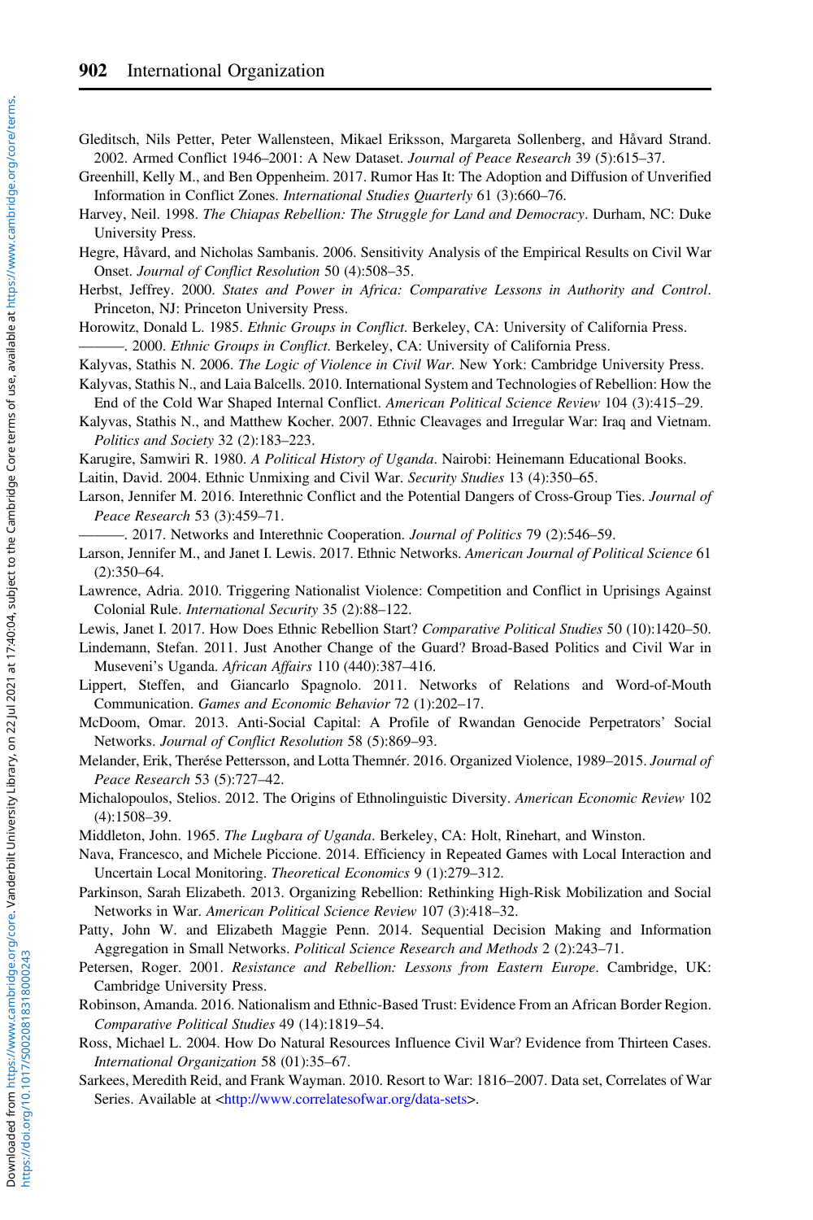Gleditsch, Nils Petter, Peter Wallensteen, Mikael Eriksson, Margareta Sollenberg, and Håvard Strand. 2002. Armed Conflict 1946–2001: A New Dataset. *Journal of Peace Research* 39 (5):615–37.

Greenhill, Kelly M., and Ben Oppenheim. 2017. Rumor Has It: The Adoption and Diffusion of Unverified Information in Conflict Zones. *International Studies Quarterly* 61 (3):660–76.

Harvey, Neil. 1998. *The Chiapas Rebellion: The Struggle for Land and Democracy*. Durham, NC: Duke University Press.

Hegre, Håvard, and Nicholas Sambanis. 2006. Sensitivity Analysis of the Empirical Results on Civil War Onset. *Journal of Conflict Resolution* 50 (4):508–35.

Herbst, Jeffrey. 2000. *States and Power in Africa: Comparative Lessons in Authority and Control*. Princeton, NJ: Princeton University Press.

Horowitz, Donald L. 1985. *Ethnic Groups in Conflict*. Berkeley, CA: University of California Press.

———. 2000. *Ethnic Groups in Conflict*. Berkeley, CA: University of California Press.

Kalyvas, Stathis N. 2006. *The Logic of Violence in Civil War*. New York: Cambridge University Press.

Kalyvas, Stathis N., and Laia Balcells. 2010. International System and Technologies of Rebellion: How the End of the Cold War Shaped Internal Conflict. *American Political Science Review* 104 (3):415–29.

Kalyvas, Stathis N., and Matthew Kocher. 2007. Ethnic Cleavages and Irregular War: Iraq and Vietnam. *Politics and Society* 32 (2):183–223.

Karugire, Samwiri R. 1980. *A Political History of Uganda*. Nairobi: Heinemann Educational Books.

Laitin, David. 2004. Ethnic Unmixing and Civil War. *Security Studies* 13 (4):350–65.

Larson, Jennifer M. 2016. Interethnic Conflict and the Potential Dangers of Cross-Group Ties. *Journal of Peace Research* 53 (3):459–71.

———. 2017. Networks and Interethnic Cooperation. *Journal of Politics* 79 (2):546–59.

Larson, Jennifer M., and Janet I. Lewis. 2017. Ethnic Networks. *American Journal of Political Science* 61 (2):350–64.

Lawrence, Adria. 2010. Triggering Nationalist Violence: Competition and Conflict in Uprisings Against Colonial Rule. *International Security* 35 (2):88–122.

Lewis, Janet I. 2017. How Does Ethnic Rebellion Start? *Comparative Political Studies* 50 (10):1420–50.

Lindemann, Stefan. 2011. Just Another Change of the Guard? Broad-Based Politics and Civil War in Museveni's Uganda. *African Affairs* 110 (440):387–416.

Lippert, Steffen, and Giancarlo Spagnolo. 2011. Networks of Relations and Word-of-Mouth Communication. *Games and Economic Behavior* 72 (1):202–17.

McDoom, Omar. 2013. Anti-Social Capital: A Profile of Rwandan Genocide Perpetrators' Social Networks. *Journal of Conflict Resolution* 58 (5):869–93.

Melander, Erik, Therése Pettersson, and Lotta Themnér. 2016. Organized Violence, 1989–2015. *Journal of Peace Research* 53 (5):727–42.

Michalopoulos, Stelios. 2012. The Origins of Ethnolinguistic Diversity. *American Economic Review* 102 (4):1508–39.

Middleton, John. 1965. *The Lugbara of Uganda*. Berkeley, CA: Holt, Rinehart, and Winston.

Nava, Francesco, and Michele Piccione. 2014. Efficiency in Repeated Games with Local Interaction and Uncertain Local Monitoring. *Theoretical Economics* 9 (1):279–312.

Parkinson, Sarah Elizabeth. 2013. Organizing Rebellion: Rethinking High-Risk Mobilization and Social Networks in War. *American Political Science Review* 107 (3):418–32.

Patty, John W. and Elizabeth Maggie Penn. 2014. Sequential Decision Making and Information Aggregation in Small Networks. *Political Science Research and Methods* 2 (2):243–71.

Petersen, Roger. 2001. *Resistance and Rebellion: Lessons from Eastern Europe*. Cambridge, UK: Cambridge University Press.

Robinson, Amanda. 2016. Nationalism and Ethnic-Based Trust: Evidence From an African Border Region. *Comparative Political Studies* 49 (14):1819–54.

Ross, Michael L. 2004. How Do Natural Resources Influence Civil War? Evidence from Thirteen Cases. *International Organization* 58 (01):35–67.

Sarkees, Meredith Reid, and Frank Wayman. 2010. Resort to War: 1816–2007. Data set, Correlates of War Series. Available at <http://www.correlatesofwar.org/data-sets>.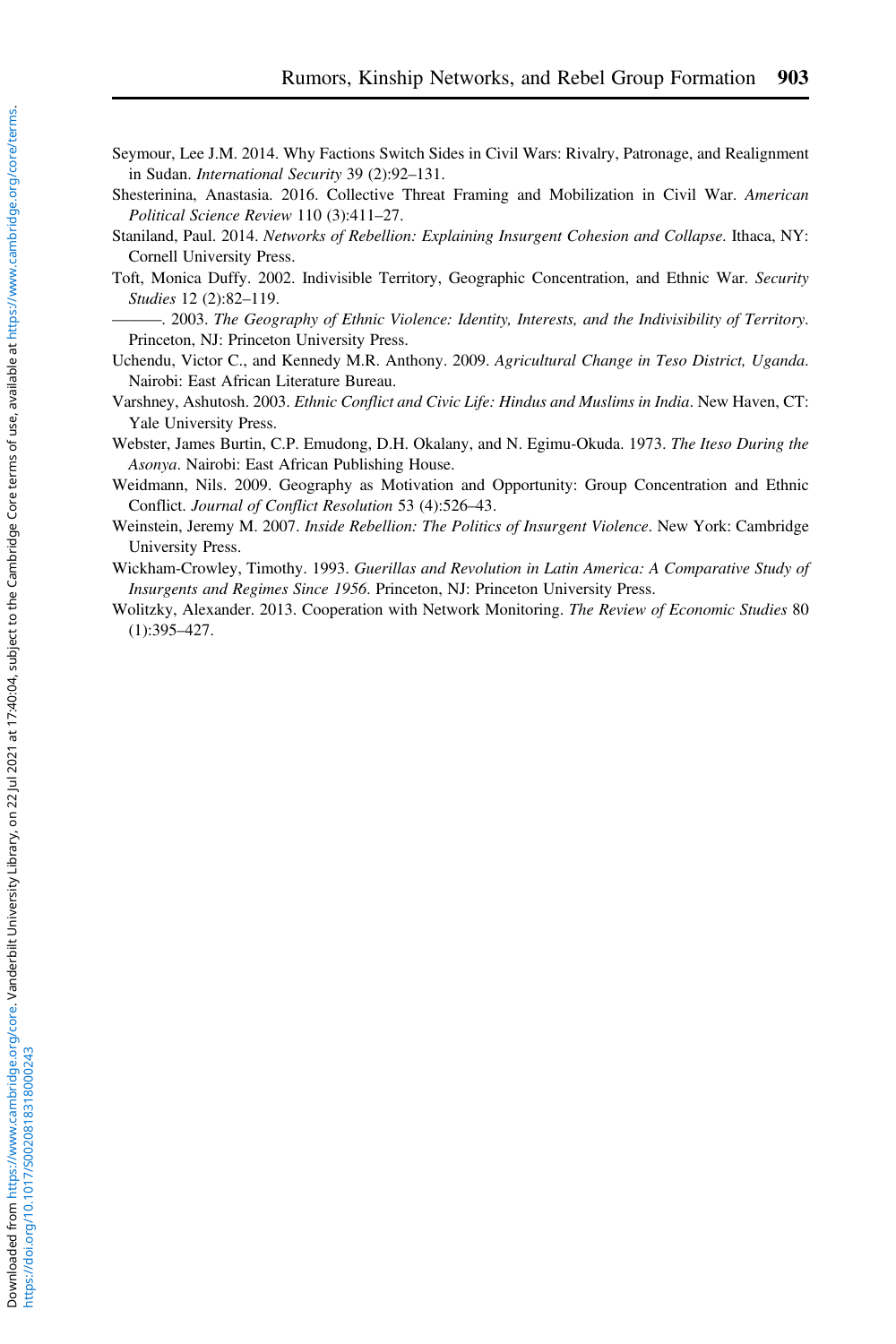Seymour, Lee J.M. 2014. Why Factions Switch Sides in Civil Wars: Rivalry, Patronage, and Realignment in Sudan. *International Security* 39 (2):92–131.

Shesterinina, Anastasia. 2016. Collective Threat Framing and Mobilization in Civil War. *American Political Science Review* 110 (3):411–27.

Staniland, Paul. 2014. *Networks of Rebellion: Explaining Insurgent Cohesion and Collapse*. Ithaca, NY: Cornell University Press.

Toft, Monica Duffy. 2002. Indivisible Territory, Geographic Concentration, and Ethnic War. *Security Studies* 12 (2):82–119.

———. 2003. *The Geography of Ethnic Violence: Identity, Interests, and the Indivisibility of Territory*. Princeton, NJ: Princeton University Press.

Uchendu, Victor C., and Kennedy M.R. Anthony. 2009. *Agricultural Change in Teso District, Uganda*. Nairobi: East African Literature Bureau.

Varshney, Ashutosh. 2003. *Ethnic Conflict and Civic Life: Hindus and Muslims in India*. New Haven, CT: Yale University Press.

Webster, James Burtin, C.P. Emudong, D.H. Okalany, and N. Egimu-Okuda. 1973. *The Iteso During the Asonya*. Nairobi: East African Publishing House.

Weidmann, Nils. 2009. Geography as Motivation and Opportunity: Group Concentration and Ethnic Conflict. *Journal of Conflict Resolution* 53 (4):526–43.

Weinstein, Jeremy M. 2007. *Inside Rebellion: The Politics of Insurgent Violence*. New York: Cambridge University Press.

Wickham-Crowley, Timothy. 1993. *Guerillas and Revolution in Latin America: A Comparative Study of Insurgents and Regimes Since 1956*. Princeton, NJ: Princeton University Press.

Wolitzky, Alexander. 2013. Cooperation with Network Monitoring. *The Review of Economic Studies* 80 (1):395–427.